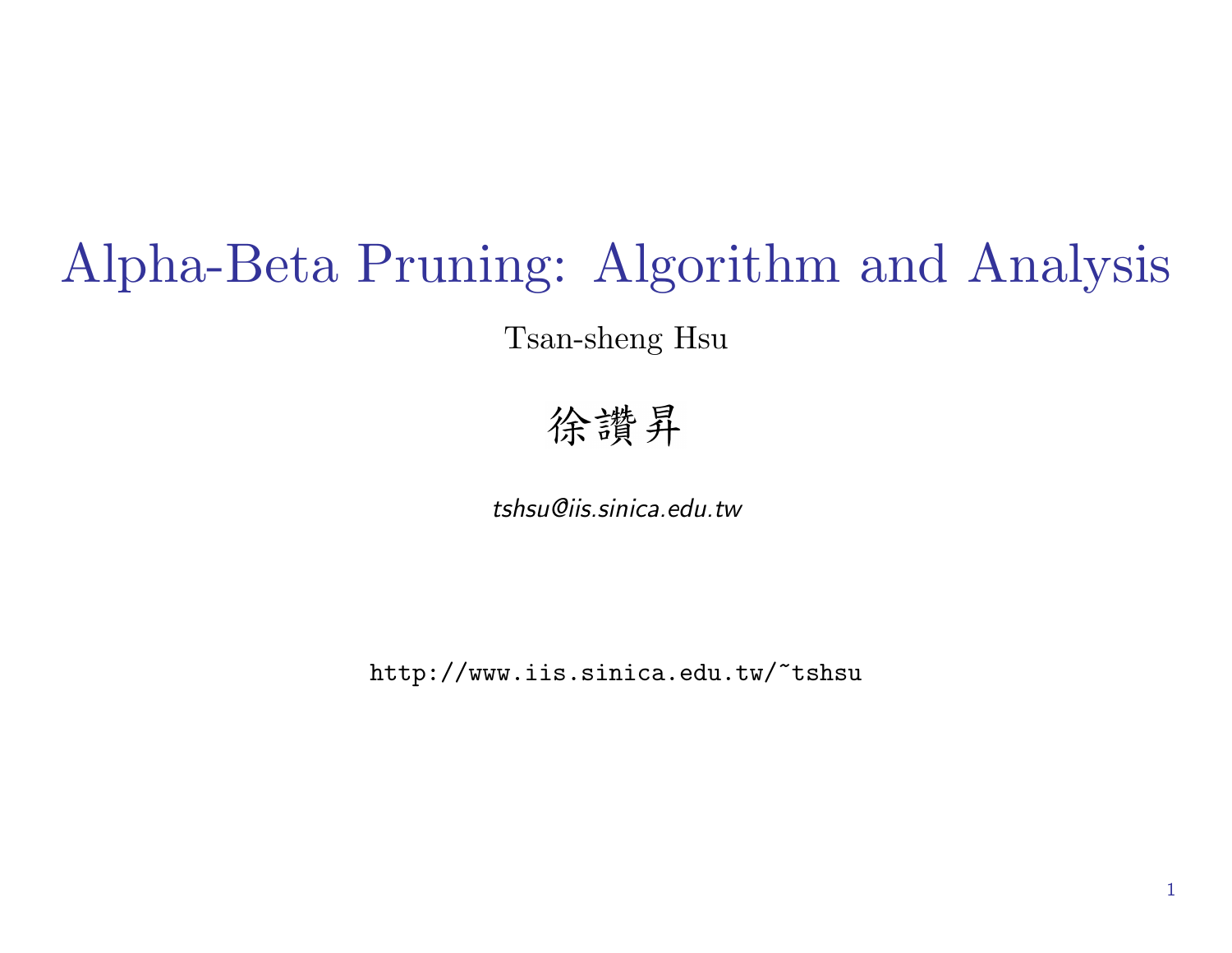# Alpha-Beta Pruning: Algorithm and Analysis

Tsan-sheng Hsu

徐讚昇

*tshsu@iis.sinica.edu.tw*

`http://www.iis.sinica.edu.tw/~tshsu`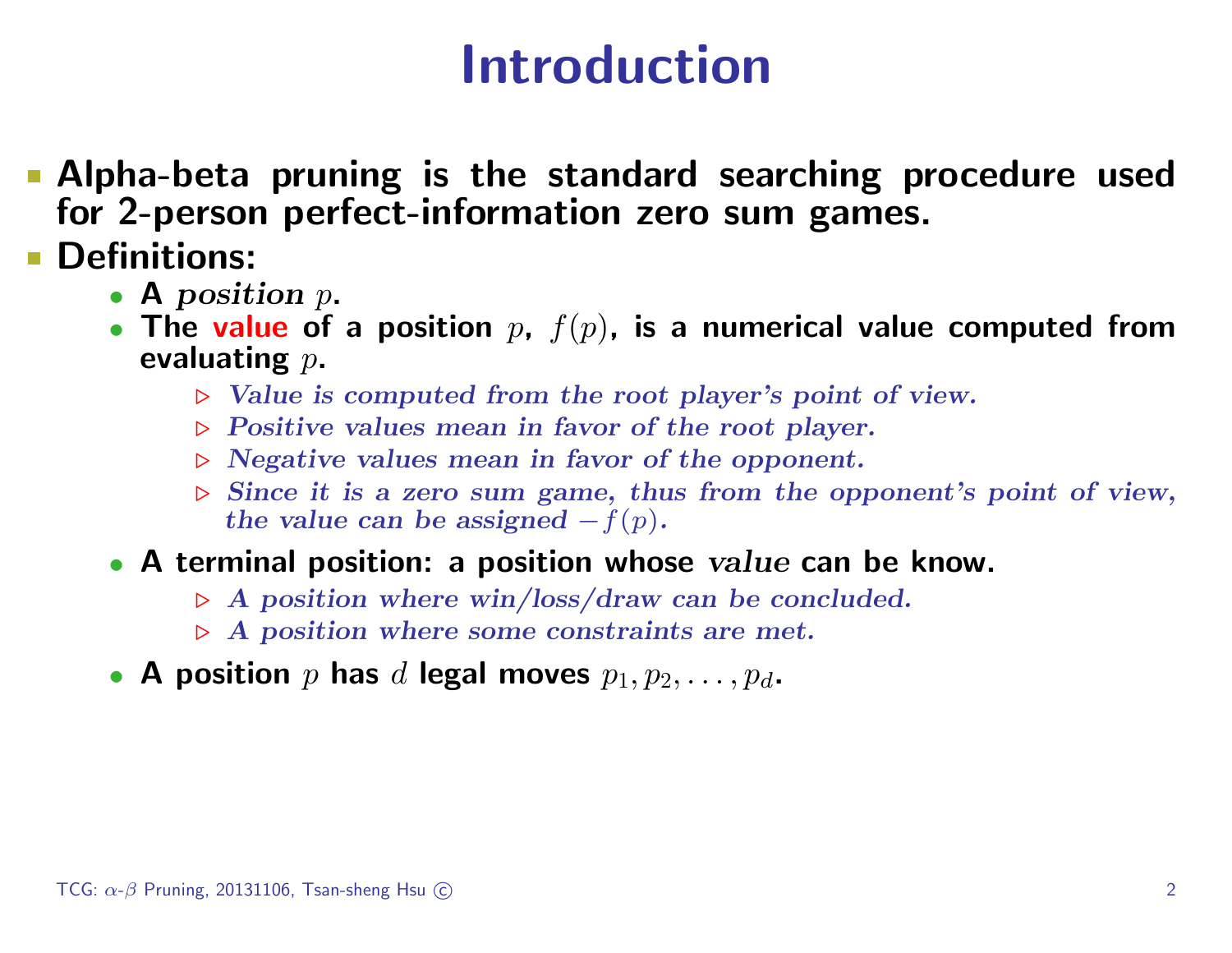# Introduction

- **Alpha-beta pruning is the standard searching procedure used for 2-person perfect-information zero sum games.**
- **Definitions:**
  - **A** ***position*** $p$.
  - **The value of a position $p$, $f(p)$, is a numerical value computed from evaluating $p$.**
    - *Value is computed from the root player's point of view.*
    - *Positive values mean in favor of the root player.*
    - *Negative values mean in favor of the opponent.*
    - *Since it is a zero sum game, thus from the opponent's point of view, the value can be assigned $-f(p)$.*
  - **A terminal position: a position whose** ***value*** **can be know.**
    - *A position where win/loss/draw can be concluded.*
    - *A position where some constraints are met.*
  - **A position $p$ has $d$ legal moves $p_1, p_2, \ldots, p_d$.**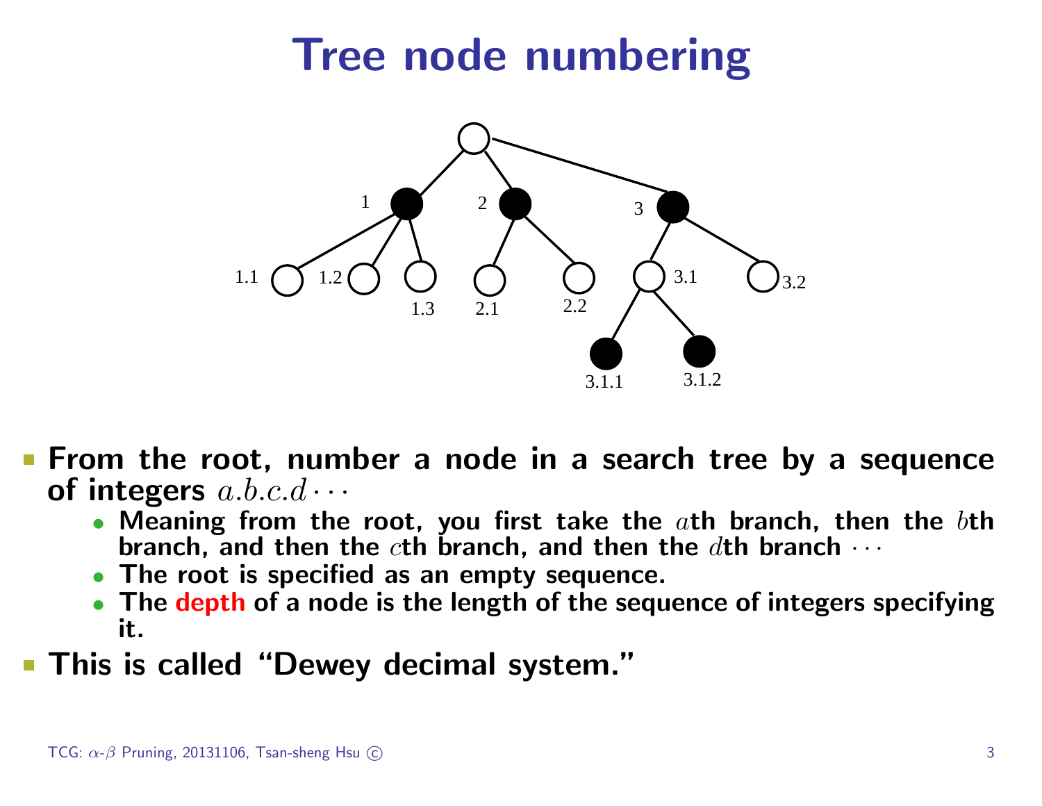# Tree node numbering

- **From the root, number a node in a search tree by a sequence of integers $a.b.c.d\cdots$**
  - **Meaning from the root, you first take the $a$th branch, then the $b$th branch, and then the $c$th branch, and then the $d$th branch $\cdots$**
  - **The root is specified as an empty sequence.**
  - **The depth of a node is the length of the sequence of integers specifying it.**
- **This is called "Dewey decimal system."**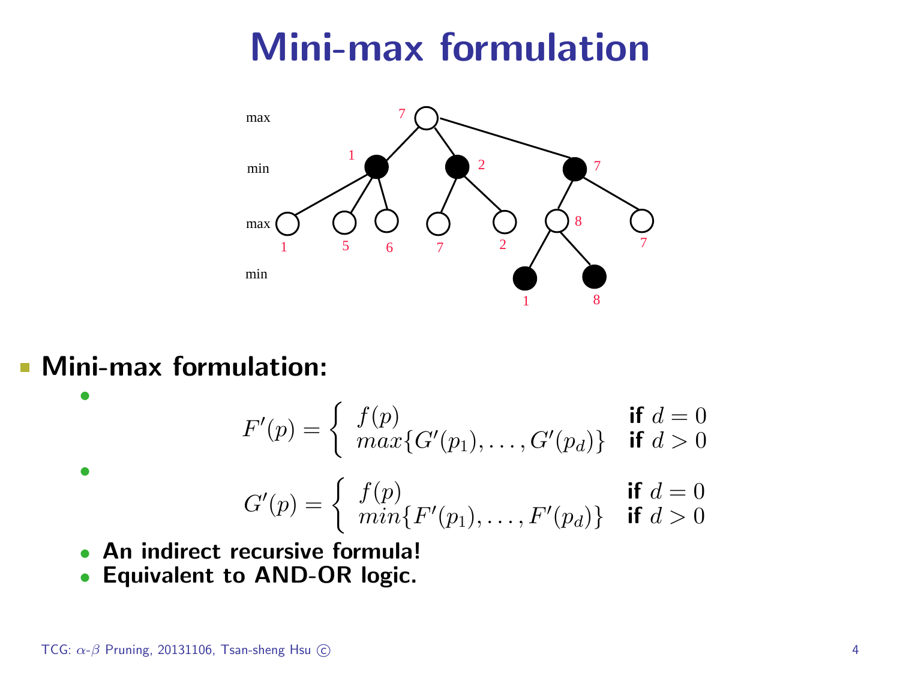# Mini-max formulation

- **Mini-max formulation:**
  - $$F'(p) = \begin{cases} f(p) & \textbf{if } d = 0 \\ max\{G'(p_1), \ldots, G'(p_d)\} & \textbf{if } d > 0 \end{cases}$$
  - $$G'(p) = \begin{cases} f(p) & \textbf{if } d = 0 \\ min\{F'(p_1), \ldots, F'(p_d)\} & \textbf{if } d > 0 \end{cases}$$
  - **An indirect recursive formula!**
  - **Equivalent to AND-OR logic.**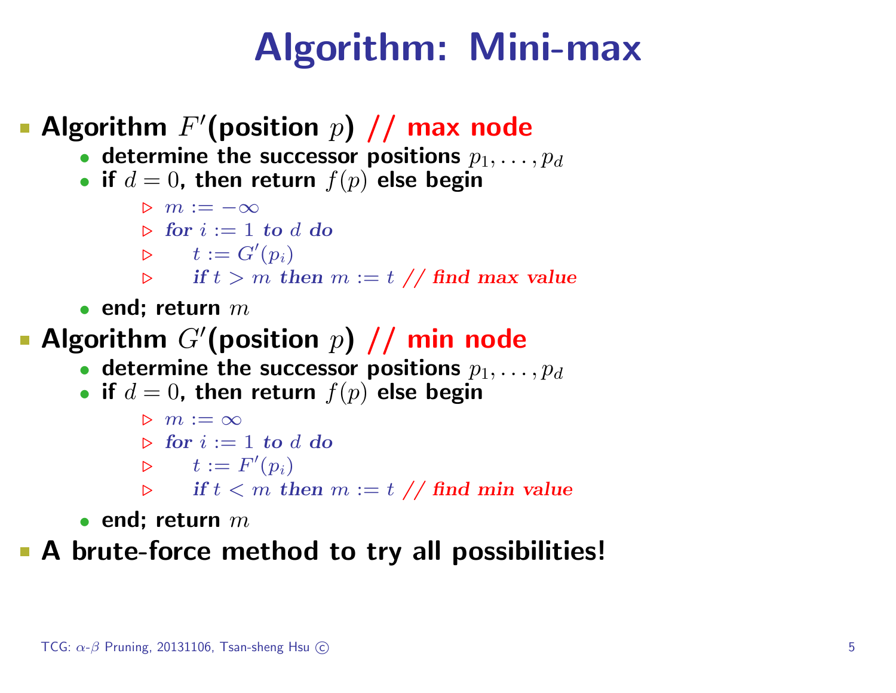# Algorithm: Mini-max

- **Algorithm $F'$(position $p$) // max node**
  - **determine the successor positions $p_1, \ldots, p_d$**
  - **if $d = 0$, then return $f(p)$ else begin**
    - ▷ $m := -\infty$
    - ▷ ***for*** $i := 1$ ***to*** $d$ ***do***
    - ▷ $\quad t := G'(p_i)$
    - ▷ $\quad$ ***if*** $t > m$ ***then*** $m := t$ ***// find max value***
  - **end; return $m$**
- **Algorithm $G'$(position $p$) // min node**
  - **determine the successor positions $p_1, \ldots, p_d$**
  - **if $d = 0$, then return $f(p)$ else begin**
    - ▷ $m := \infty$
    - ▷ ***for*** $i := 1$ ***to*** $d$ ***do***
    - ▷ $\quad t := F'(p_i)$
    - ▷ $\quad$ ***if*** $t < m$ ***then*** $m := t$ ***// find min value***
  - **end; return $m$**
- **A brute-force method to try all possibilities!**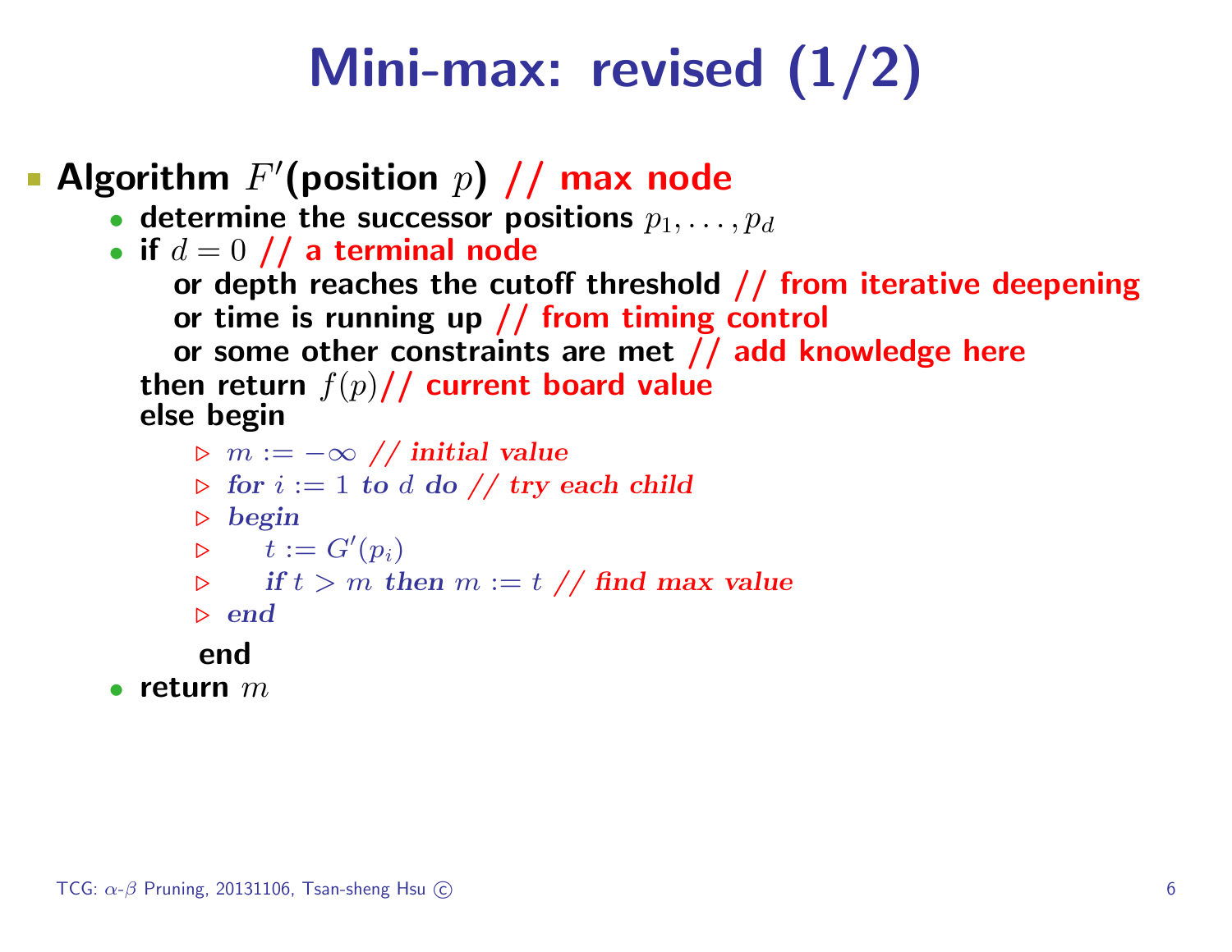# Mini-max: revised (1/2)

- **Algorithm $F'$(position $p$) // max node**
  - determine the successor positions $p_1, \ldots, p_d$
  - if $d = 0$ // a terminal node
    or depth reaches the cutoff threshold // from iterative deepening
    or time is running up // from timing control
    or some other constraints are met // add knowledge here
    then return $f(p)$// current board value
    else begin

    ```
    ▷ m := −∞ // initial value
    ▷ for i := 1 to d do // try each child
    ▷ begin
    ▷     t := G'(p_i)
    ▷     if t > m then m := t // find max value
    ▷ end
    ```

    end
  - return $m$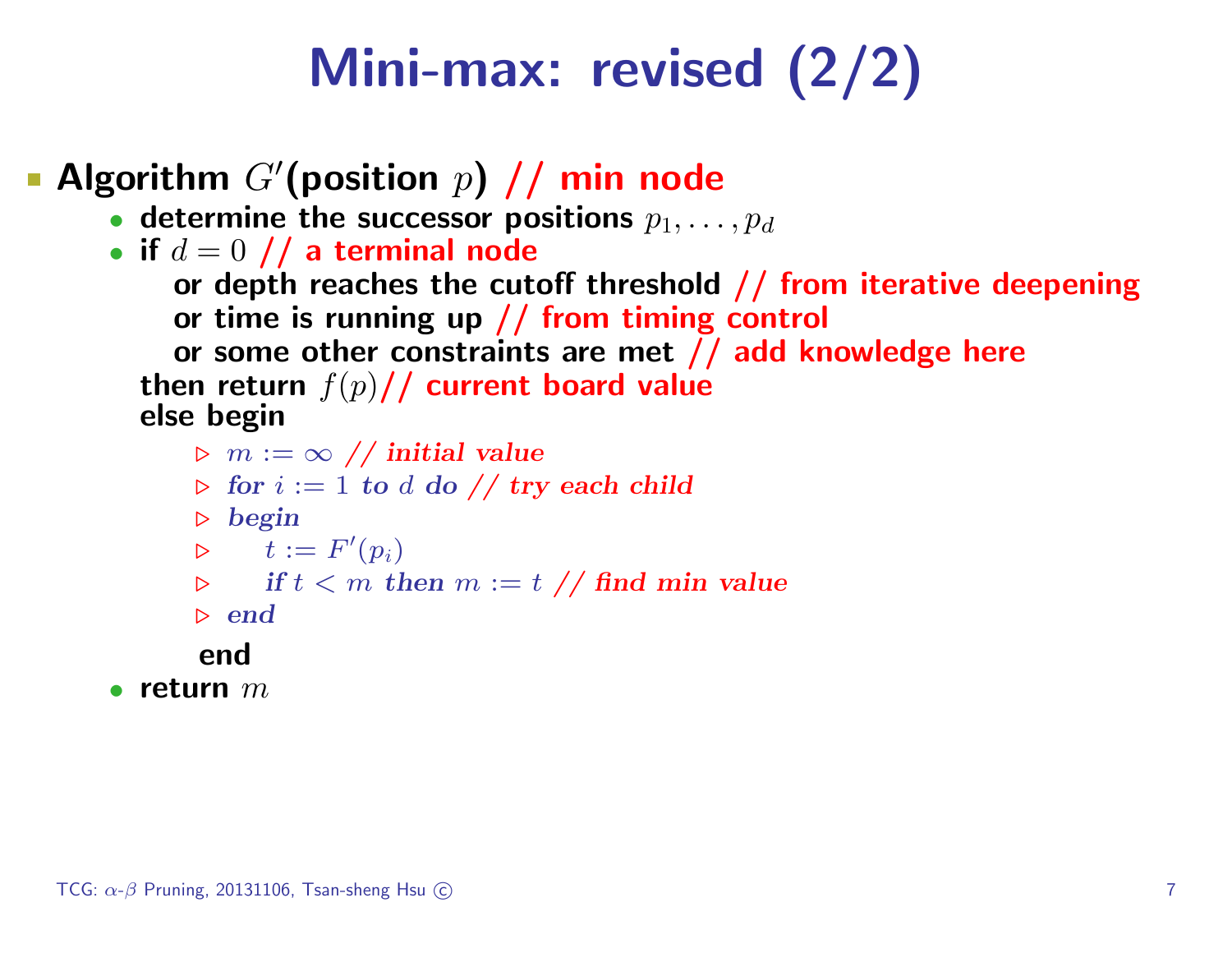# Mini-max: revised (2/2)

- **Algorithm $G'$(position $p$) // min node**
  - determine the successor positions $p_1, \ldots, p_d$
  - if $d = 0$ // a terminal node
    or depth reaches the cutoff threshold // from iterative deepening
    or time is running up // from timing control
    or some other constraints are met // add knowledge here
    then return $f(p)$// current board value
    else begin
    - ▷ $m := \infty$ // *initial value*
    - ▷ ***for*** $i := 1$ ***to*** $d$ ***do*** // *try each child*
    - ▷ ***begin***
    - ▷     $t := F'(p_i)$
    - ▷     ***if*** $t < m$ ***then*** $m := t$ // *find min value*
    - ▷ ***end***

    end
  - return $m$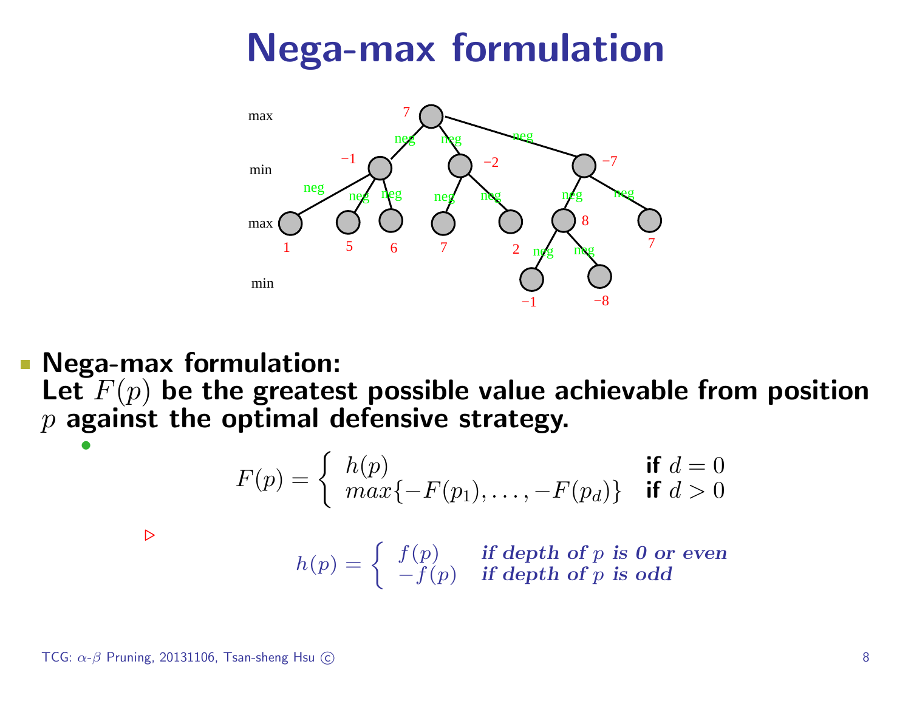# Nega-max formulation

- **Nega-max formulation:**
  **Let $F(p)$ be the greatest possible value achievable from position $p$ against the optimal defensive strategy.**
  - $$F(p) = \begin{cases} h(p) & \textbf{if } d = 0 \\ max\{-F(p_1), \ldots, -F(p_d)\} & \textbf{if } d > 0 \end{cases}$$
    - $$h(p) = \begin{cases} f(p) & \textit{if depth of } p \textit{ is 0 or even} \\ -f(p) & \textit{if depth of } p \textit{ is odd} \end{cases}$$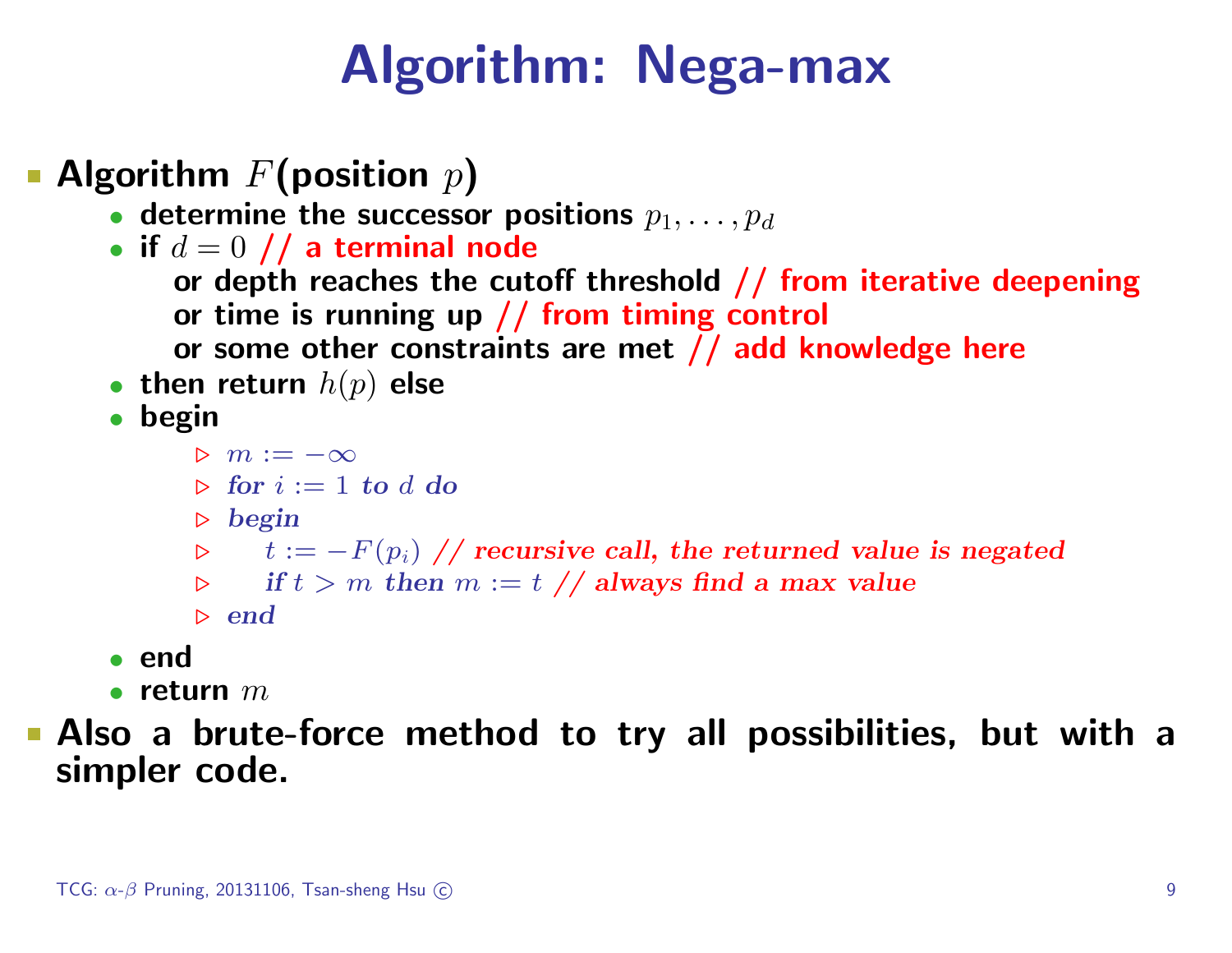# Algorithm: Nega-max

- **Algorithm $F$(position $p$)**
  - determine the successor positions $p_1, \ldots, p_d$
  - if $d = 0$ // a terminal node
    or depth reaches the cutoff threshold // from iterative deepening
    or time is running up // from timing control
    or some other constraints are met // add knowledge here
  - then return $h(p)$ else
  - begin
    - ▷ $m := -\infty$
    - ▷ *for* $i := 1$ *to* $d$ *do*
    - ▷ *begin*
    - ▷ $t := -F(p_i)$ // *recursive call, the returned value is negated*
    - ▷ *if* $t > m$ *then* $m := t$ // *always find a max value*
    - ▷ *end*
  - end
  - return $m$
- **Also a brute-force method to try all possibilities, but with a simpler code.**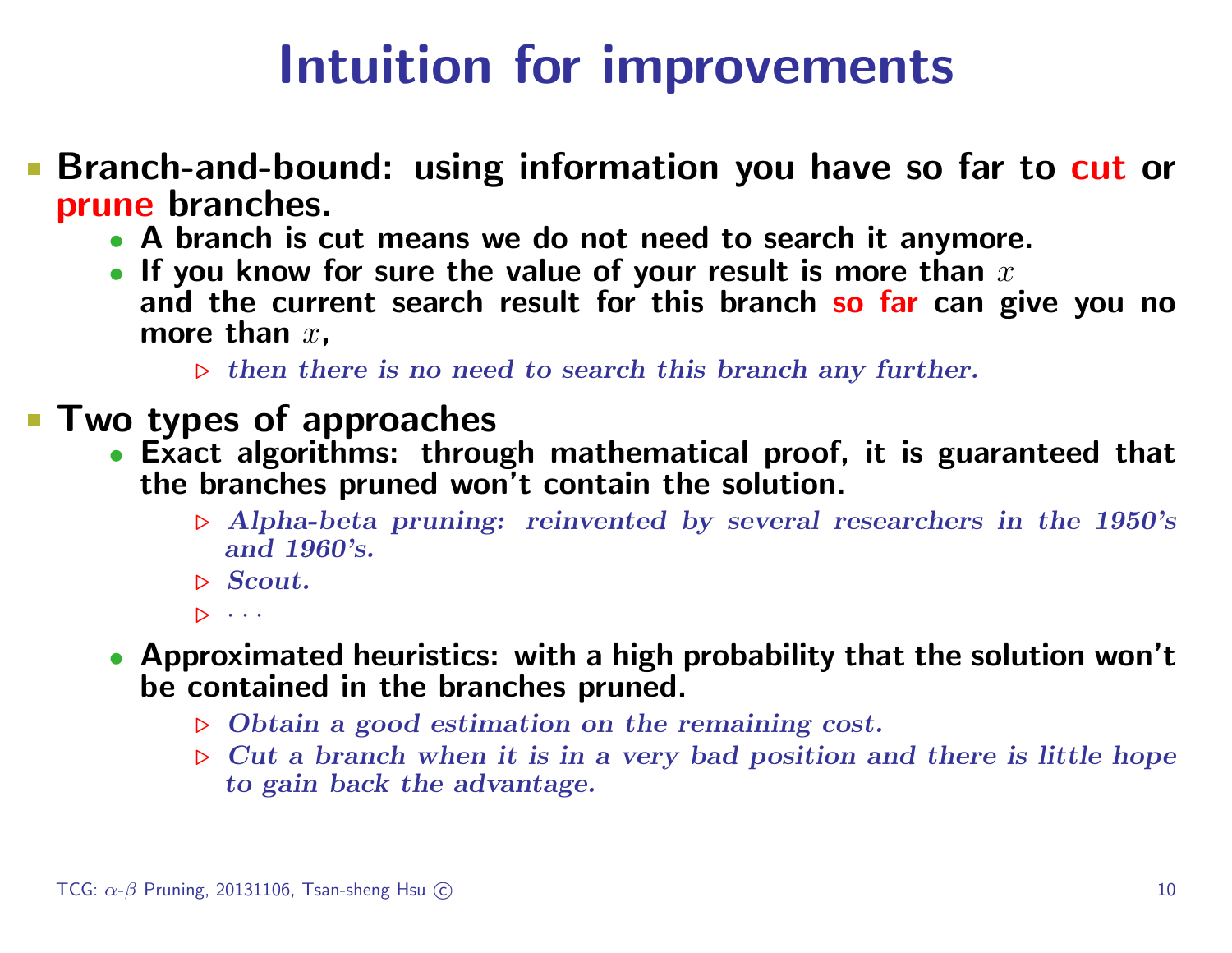# Intuition for improvements

- **Branch-and-bound: using information you have so far to cut or prune branches.**
  - A branch is cut means we do not need to search it anymore.
  - If you know for sure the value of your result is more than $x$ and the current search result for this branch **so far** can give you no more than $x$,
    - ▷ *then there is no need to search this branch any further.*
- **Two types of approaches**
  - Exact algorithms: through mathematical proof, it is guaranteed that the branches pruned won't contain the solution.
    - ▷ *Alpha-beta pruning: reinvented by several researchers in the 1950's and 1960's.*
    - ▷ *Scout.*
    - ▷ $\cdots$
  - Approximated heuristics: with a high probability that the solution won't be contained in the branches pruned.
    - ▷ *Obtain a good estimation on the remaining cost.*
    - ▷ *Cut a branch when it is in a very bad position and there is little hope to gain back the advantage.*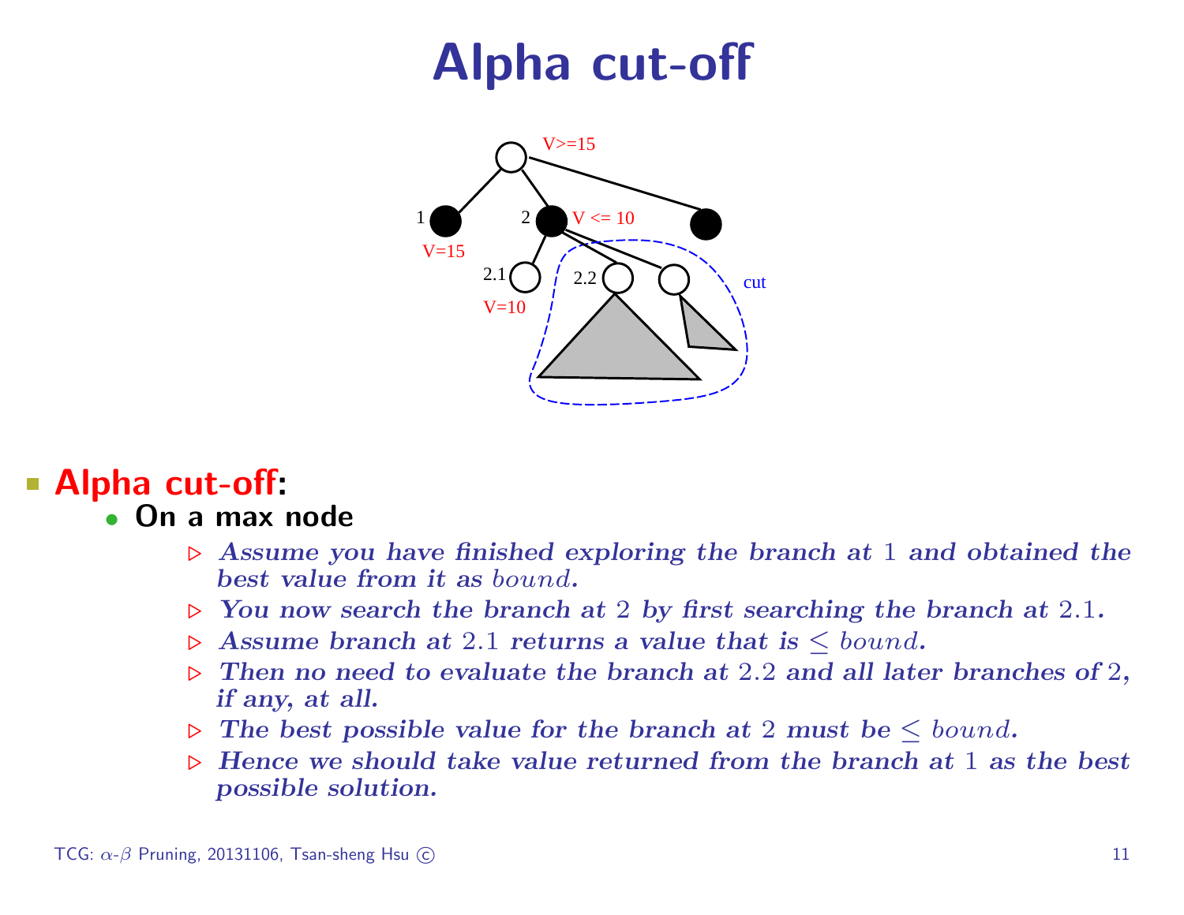# Alpha cut-off

- **Alpha cut-off:**
  - **On a max node**
    - *Assume you have finished exploring the branch at* 1 *and obtained the best value from it as* $bound$.
    - *You now search the branch at* 2 *by first searching the branch at* 2.1.
    - *Assume branch at* 2.1 *returns a value that is* $\leq bound$.
    - *Then no need to evaluate the branch at* 2.2 *and all later branches of* 2*, if any, at all.*
    - *The best possible value for the branch at* 2 *must be* $\leq bound$.
    - *Hence we should take value returned from the branch at* 1 *as the best possible solution.*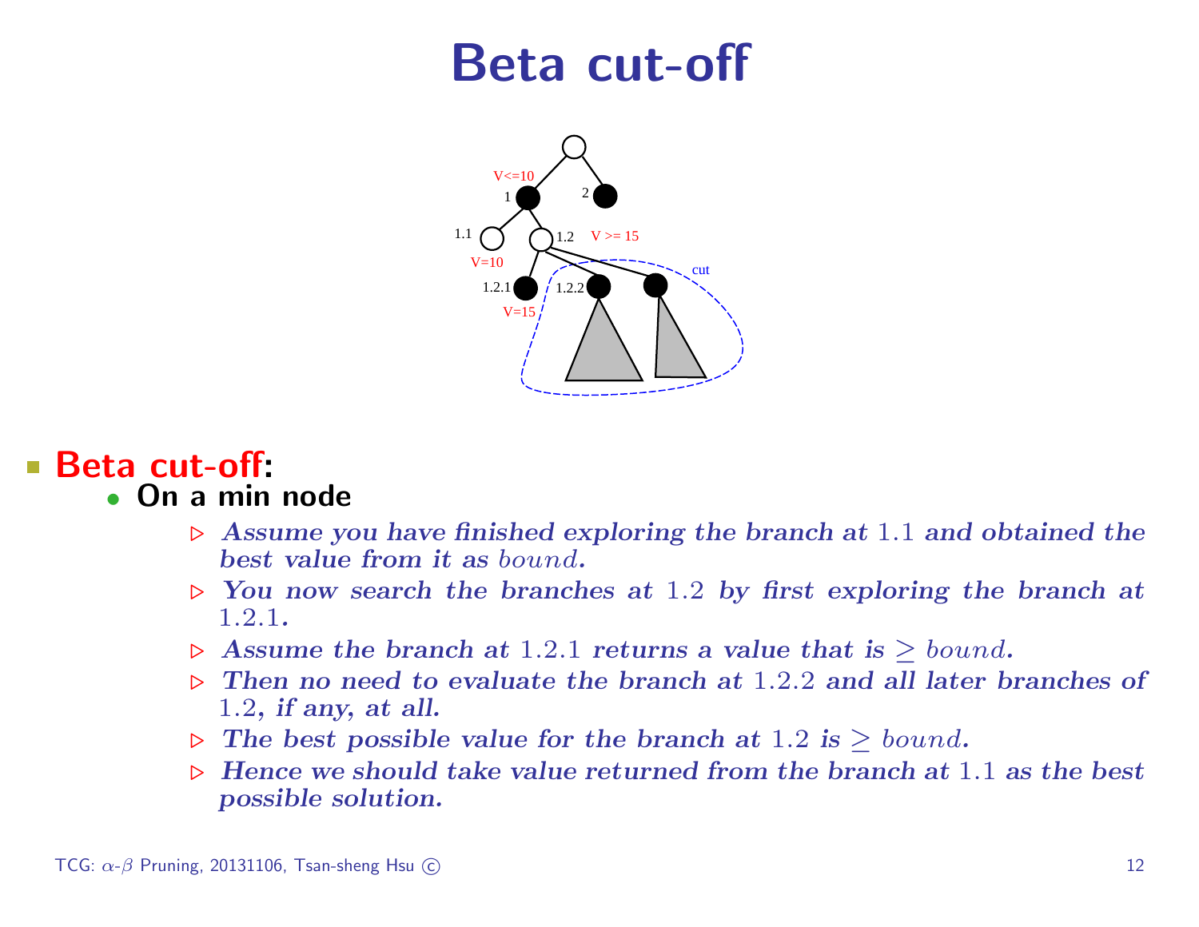# Beta cut-off

- **Beta cut-off:**
  - **On a min node**
    - ▷ ***Assume you have finished exploring the branch at*** 1.1 ***and obtained the best value from it as*** $bound$.
    - ▷ ***You now search the branches at*** 1.2 ***by first exploring the branch at*** 1.2.1.
    - ▷ ***Assume the branch at*** 1.2.1 ***returns a value that is*** $\geq bound$.
    - ▷ ***Then no need to evaluate the branch at*** 1.2.2 ***and all later branches of*** 1.2***, if any, at all.***
    - ▷ ***The best possible value for the branch at*** 1.2 ***is*** $\geq bound$.
    - ▷ ***Hence we should take value returned from the branch at*** 1.1 ***as the best possible solution.***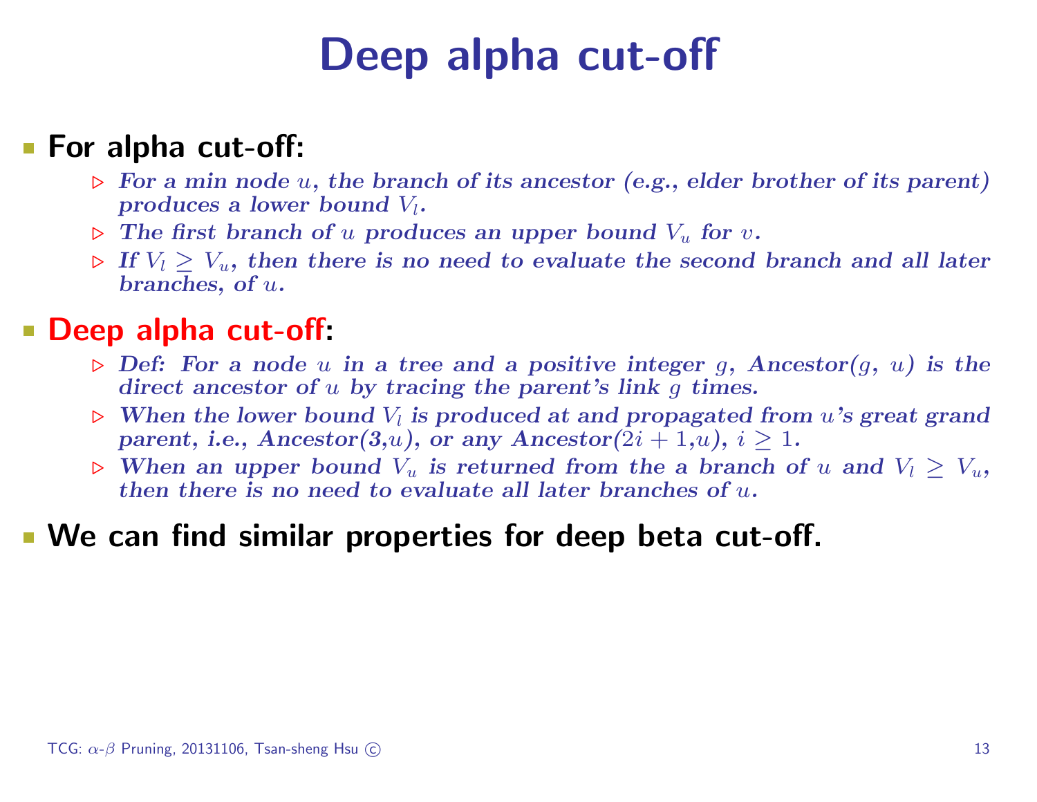# Deep alpha cut-off

- **For alpha cut-off:**
  - ▷ ***For a min node $u$, the branch of its ancestor (e.g., elder brother of its parent) produces a lower bound $V_l$.***
  - ▷ ***The first branch of $u$ produces an upper bound $V_u$ for $v$.***
  - ▷ ***If $V_l \geq V_u$, then there is no need to evaluate the second branch and all later branches, of $u$.***
- **Deep alpha cut-off:**
  - ▷ ***Def: For a node $u$ in a tree and a positive integer $g$, Ancestor($g$, $u$) is the direct ancestor of $u$ by tracing the parent's link $g$ times.***
  - ▷ ***When the lower bound $V_l$ is produced at and propagated from $u$'s great grand parent, i.e., Ancestor(3,$u$), or any Ancestor($2i + 1$,$u$), $i \geq 1$.***
  - ▷ ***When an upper bound $V_u$ is returned from the a branch of $u$ and $V_l \geq V_u$, then there is no need to evaluate all later branches of $u$.***
- **We can find similar properties for deep beta cut-off.**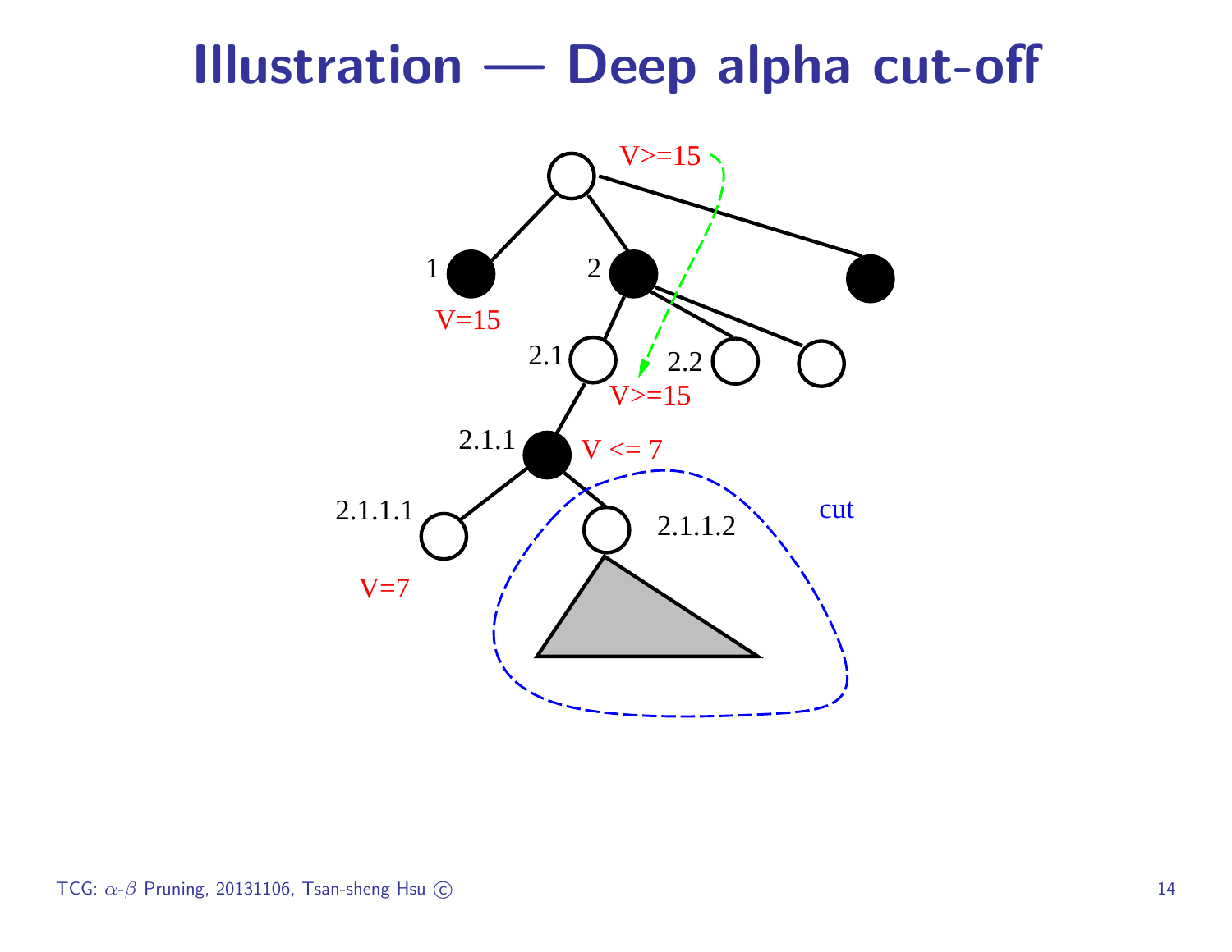# Illustration — Deep alpha cut-off

V>=15

1 V=15

2

2.1 V>=15

2.2

2.1.1 V <= 7

2.1.1.1 V=7

2.1.1.2

cut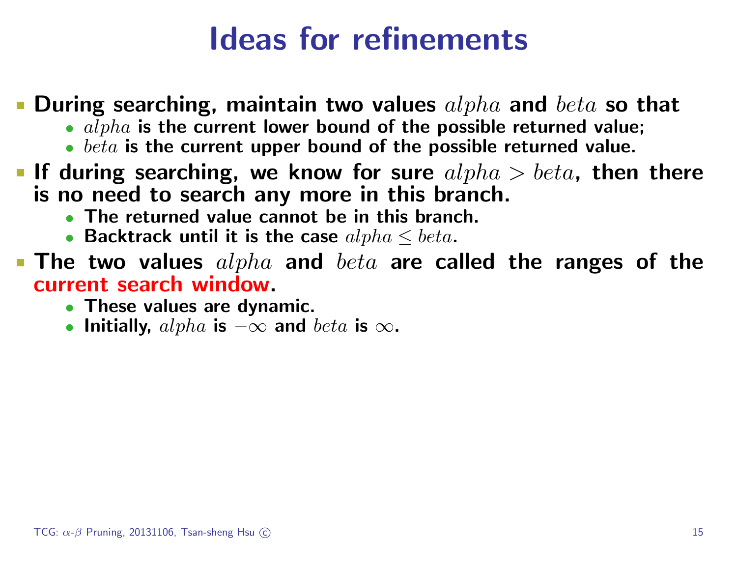# Ideas for refinements

- During searching, maintain two values $alpha$ and $beta$ so that
  - $alpha$ is the current lower bound of the possible returned value;
  - $beta$ is the current upper bound of the possible returned value.
- If during searching, we know for sure $alpha > beta$, then there is no need to search any more in this branch.
  - The returned value cannot be in this branch.
  - Backtrack until it is the case $alpha \leq beta$.
- The two values $alpha$ and $beta$ are called the ranges of the current search window.
  - These values are dynamic.
  - Initially, $alpha$ is $-\infty$ and $beta$ is $\infty$.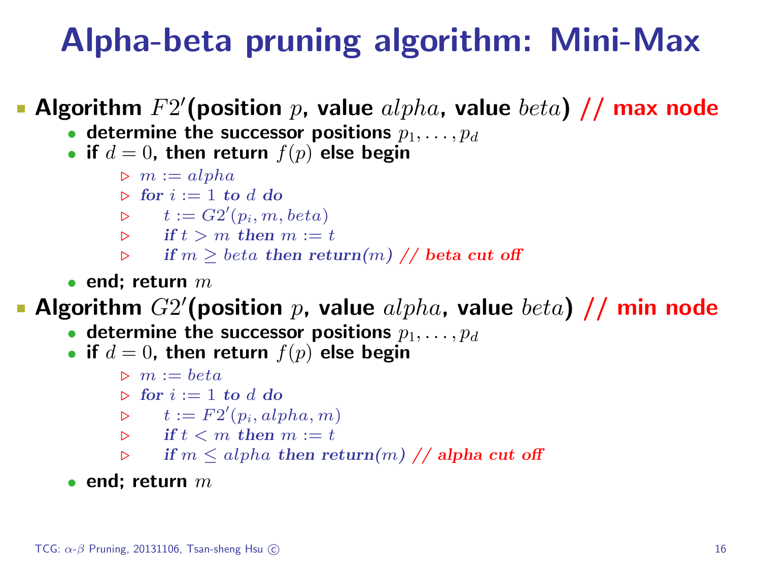# Alpha-beta pruning algorithm: Mini-Max

- **Algorithm $F2'$(position $p$, value $alpha$, value $beta$) // max node**
  - determine the successor positions $p_1, \ldots, p_d$
  - if $d = 0$, then return $f(p)$ else begin
    - ▷ $m := alpha$
    - ▷ *for* $i := 1$ *to* $d$ *do*
    - ▷ $\quad t := G2'(p_i, m, beta)$
    - ▷ $\quad$ *if* $t > m$ *then* $m := t$
    - ▷ $\quad$ *if* $m \geq beta$ *then return*($m$) // **beta cut off**
  - end; return $m$
- **Algorithm $G2'$(position $p$, value $alpha$, value $beta$) // min node**
  - determine the successor positions $p_1, \ldots, p_d$
  - if $d = 0$, then return $f(p)$ else begin
    - ▷ $m := beta$
    - ▷ *for* $i := 1$ *to* $d$ *do*
    - ▷ $\quad t := F2'(p_i, alpha, m)$
    - ▷ $\quad$ *if* $t < m$ *then* $m := t$
    - ▷ $\quad$ *if* $m \leq alpha$ *then return*($m$) // **alpha cut off**
  - end; return $m$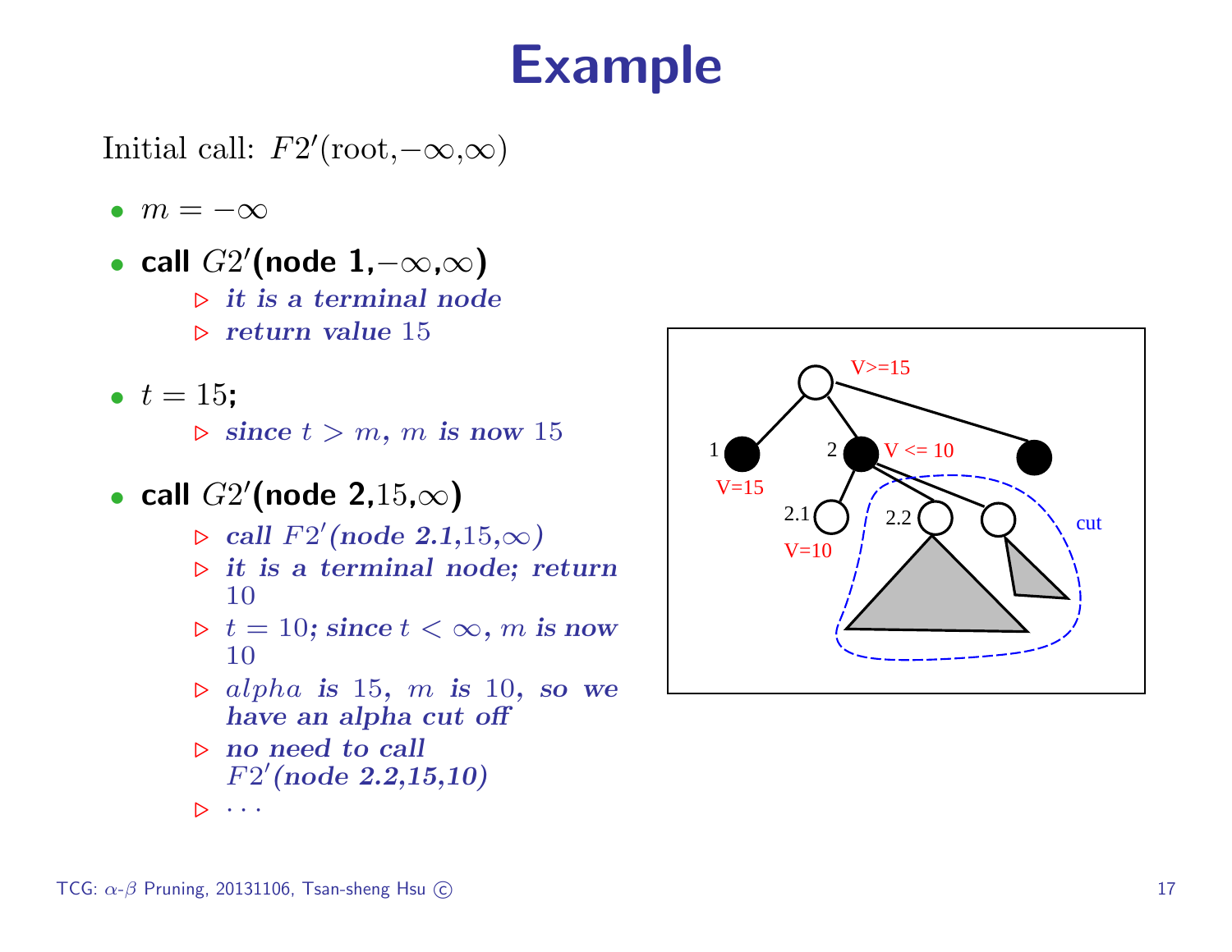# Example

Initial call: $F2'(\text{root},-\infty,\infty)$

- $m = -\infty$
- **call $G2'$(node 1,$-\infty$,$\infty$)**
  - ▷ ***it is a terminal node***
  - ▷ ***return value*** 15
- $t = 15$;
  - ▷ ***since*** $t > m$, $m$ ***is now*** 15
- **call $G2'$(node 2,15,$\infty$)**
  - ▷ ***call*** $F2'$***(node 2.1,***15,$\infty$***)***
  - ▷ ***it is a terminal node; return*** 10
  - ▷ $t = 10$; ***since*** $t < \infty$, $m$ ***is now*** 10
  - ▷ $alpha$ ***is*** 15, $m$ ***is*** 10, ***so we have an alpha cut off***
  - ▷ ***no need to call*** $F2'$***(node 2.2,15,10)***
  - ▷ $\cdots$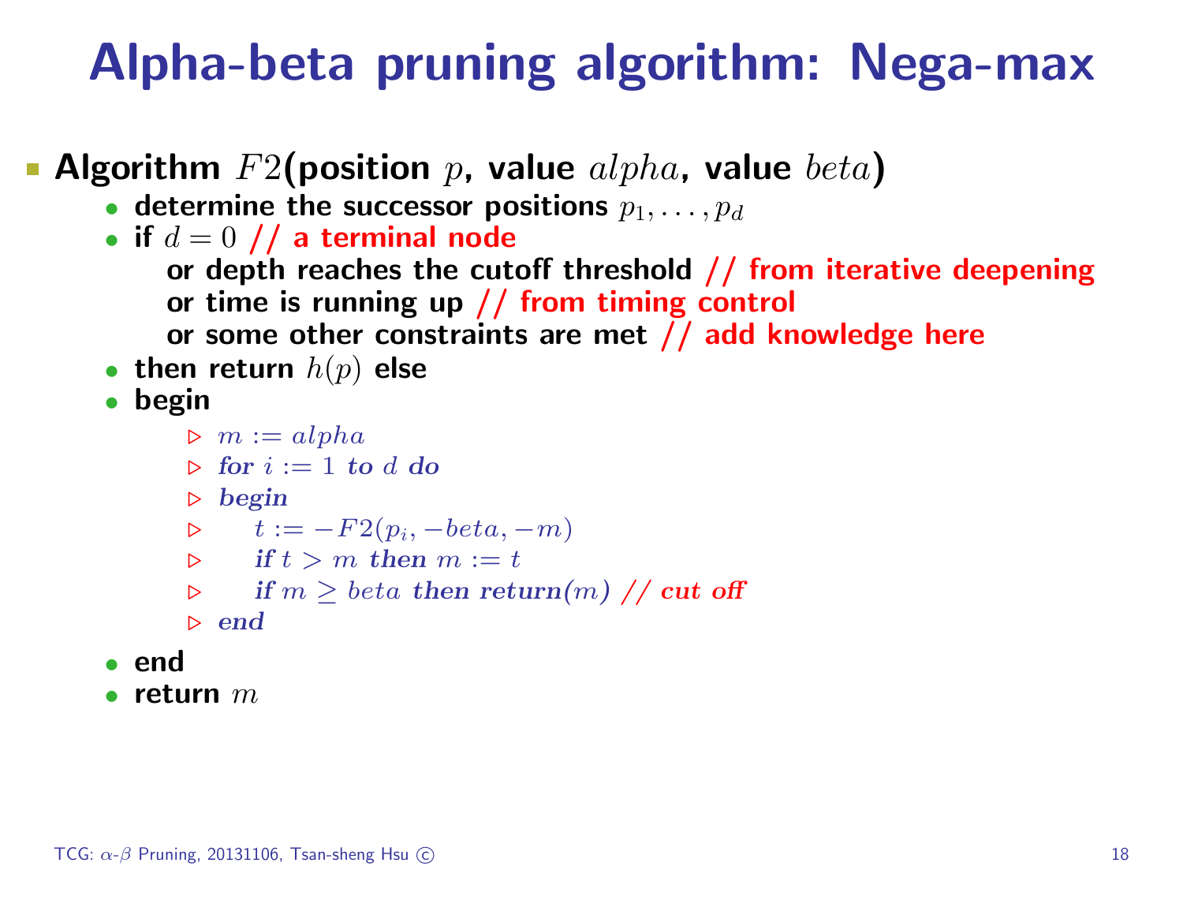# Alpha-beta pruning algorithm: Nega-max

- **Algorithm $F2$(position $p$, value $alpha$, value $beta$)**
  - determine the successor positions $p_1, \ldots, p_d$
  - if $d = 0$ // a terminal node
    or depth reaches the cutoff threshold // from iterative deepening
    or time is running up // from timing control
    or some other constraints are met // add knowledge here
  - then return $h(p)$ else
  - begin
    - ▷ $m := alpha$
    - ▷ ***for*** $i := 1$ ***to*** $d$ ***do***
    - ▷ ***begin***
    - ▷     $t := -F2(p_i, -beta, -m)$
    - ▷     ***if*** $t > m$ ***then*** $m := t$
    - ▷     ***if*** $m \geq beta$ ***then return***($m$) // ***cut off***
    - ▷ ***end***
  - end
  - return $m$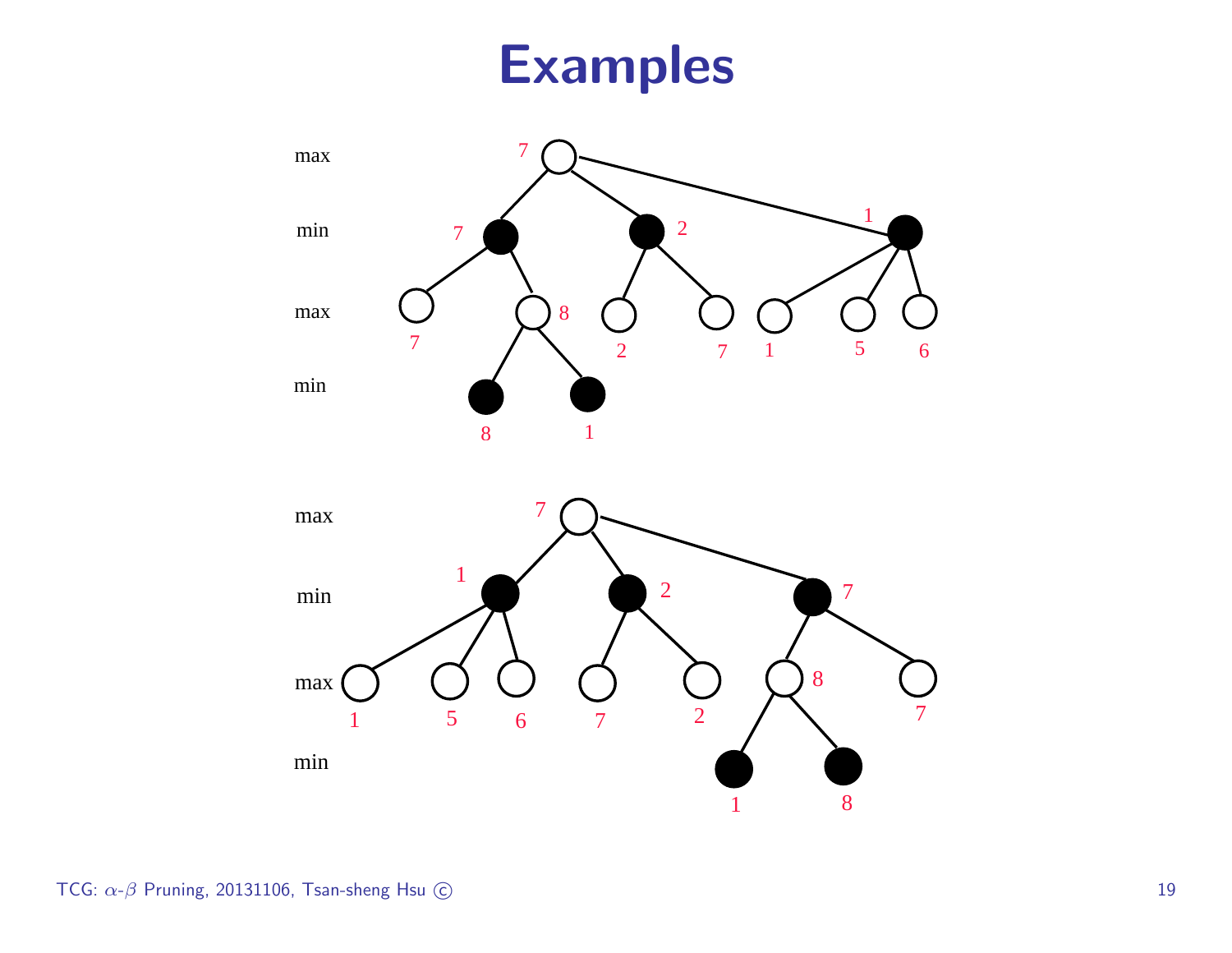# Examples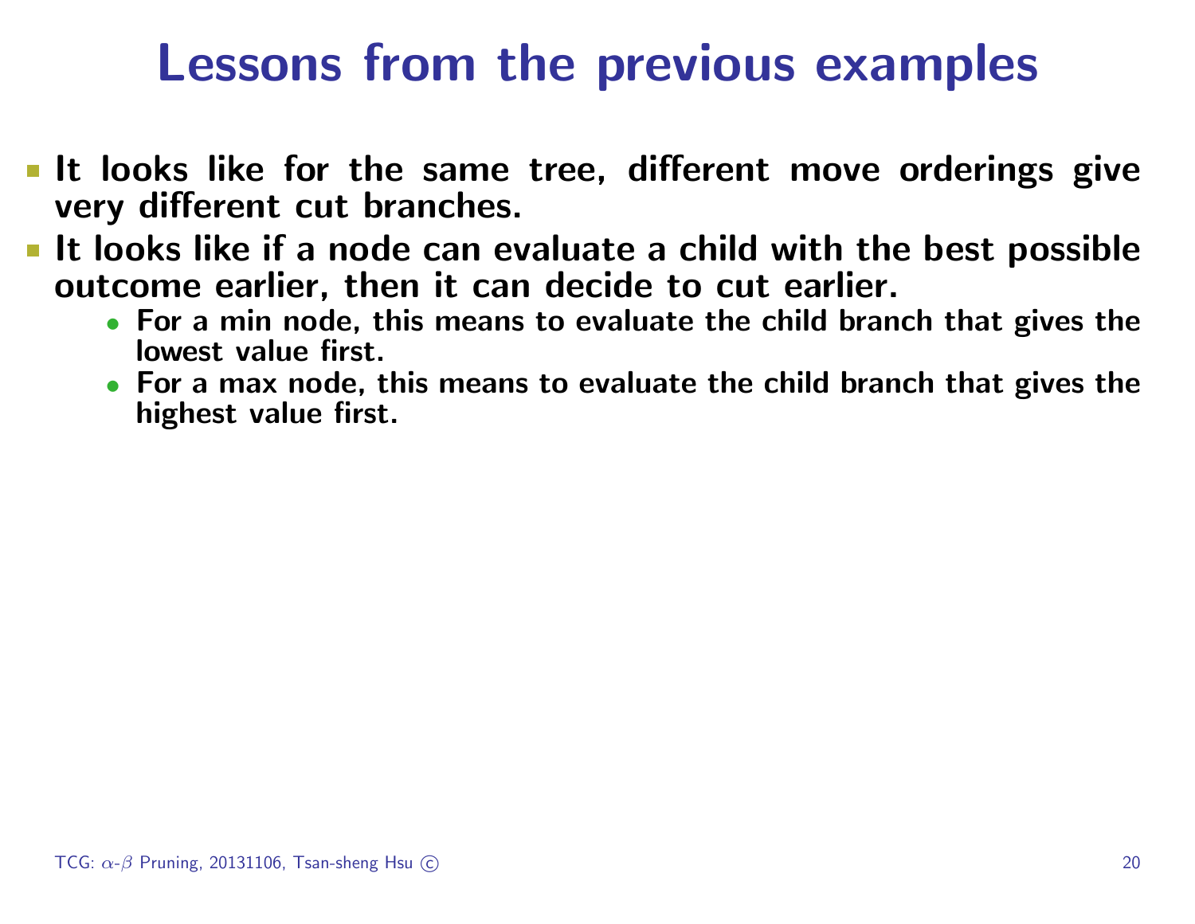# Lessons from the previous examples

- It looks like for the same tree, different move orderings give very different cut branches.
- It looks like if a node can evaluate a child with the best possible outcome earlier, then it can decide to cut earlier.
  - For a min node, this means to evaluate the child branch that gives the lowest value first.
  - For a max node, this means to evaluate the child branch that gives the highest value first.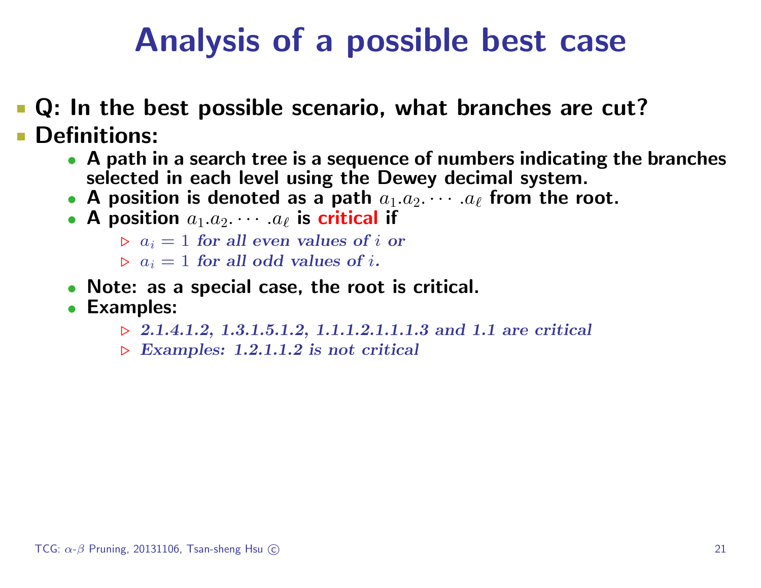# Analysis of a possible best case

- **Q: In the best possible scenario, what branches are cut?**
- **Definitions:**
  - **A path in a search tree is a sequence of numbers indicating the branches selected in each level using the Dewey decimal system.**
  - **A position is denoted as a path $a_1.a_2.\cdots.a_\ell$ from the root.**
  - **A position $a_1.a_2.\cdots.a_\ell$ is critical if**
    - ▷ $a_i = 1$ *for all even values of* $i$ *or*
    - ▷ $a_i = 1$ *for all odd values of* $i$.
  - **Note: as a special case, the root is critical.**
  - **Examples:**
    - ▷ *2.1.4.1.2, 1.3.1.5.1.2, 1.1.1.2.1.1.1.3 and 1.1 are critical*
    - ▷ *Examples: 1.2.1.1.2 is not critical*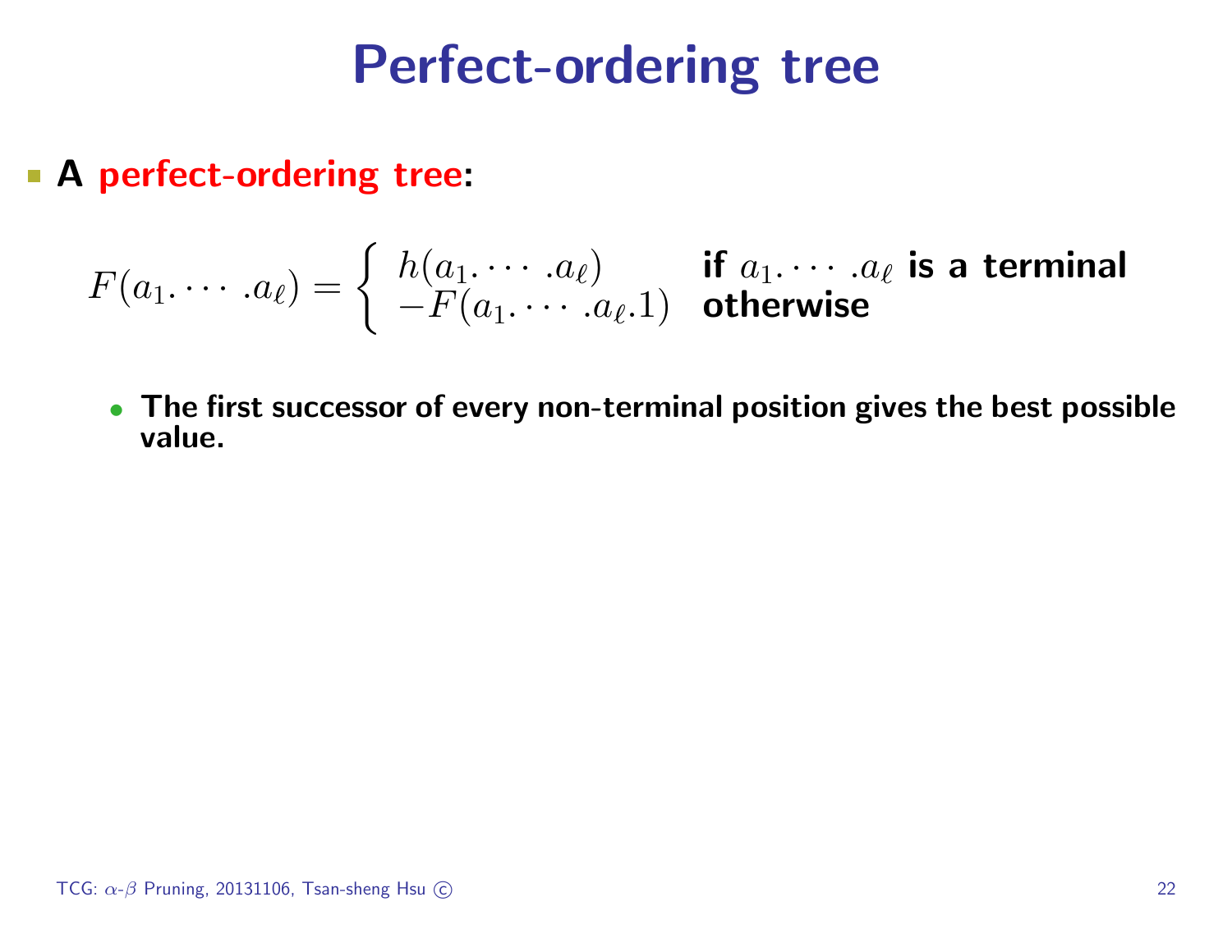# Perfect-ordering tree

- **A perfect-ordering tree:**

$$F(a_1.\cdots.a_\ell) = \begin{cases} h(a_1.\cdots.a_\ell) & \textbf{if } a_1.\cdots.a_\ell \textbf{ is a terminal} \\ -F(a_1.\cdots.a_\ell.1) & \textbf{otherwise} \end{cases}$$

  - **The first successor of every non-terminal position gives the best possible value.**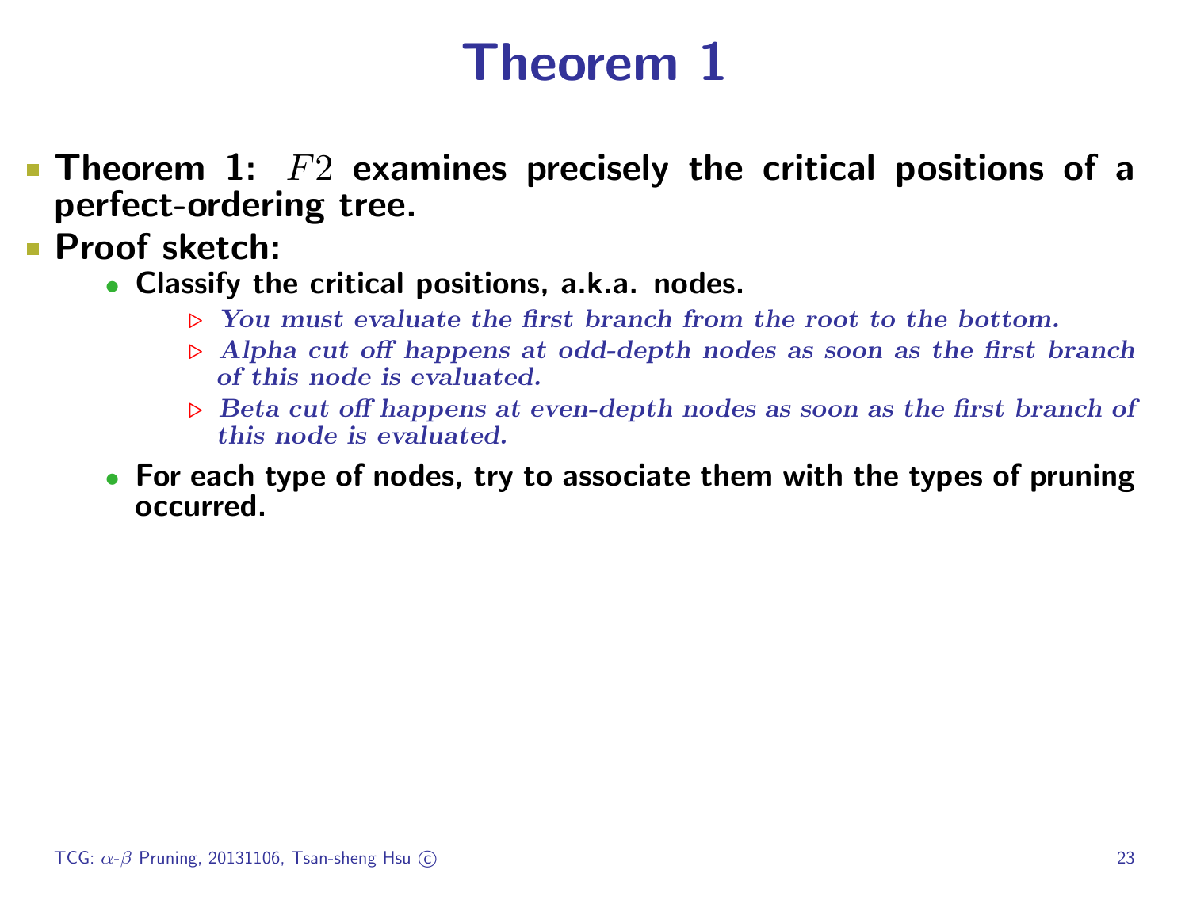# Theorem 1

- **Theorem 1:** $F2$ **examines precisely the critical positions of a perfect-ordering tree.**
- **Proof sketch:**
  - **Classify the critical positions, a.k.a. nodes.**
    - *You must evaluate the first branch from the root to the bottom.*
    - *Alpha cut off happens at odd-depth nodes as soon as the first branch of this node is evaluated.*
    - *Beta cut off happens at even-depth nodes as soon as the first branch of this node is evaluated.*
  - **For each type of nodes, try to associate them with the types of pruning occurred.**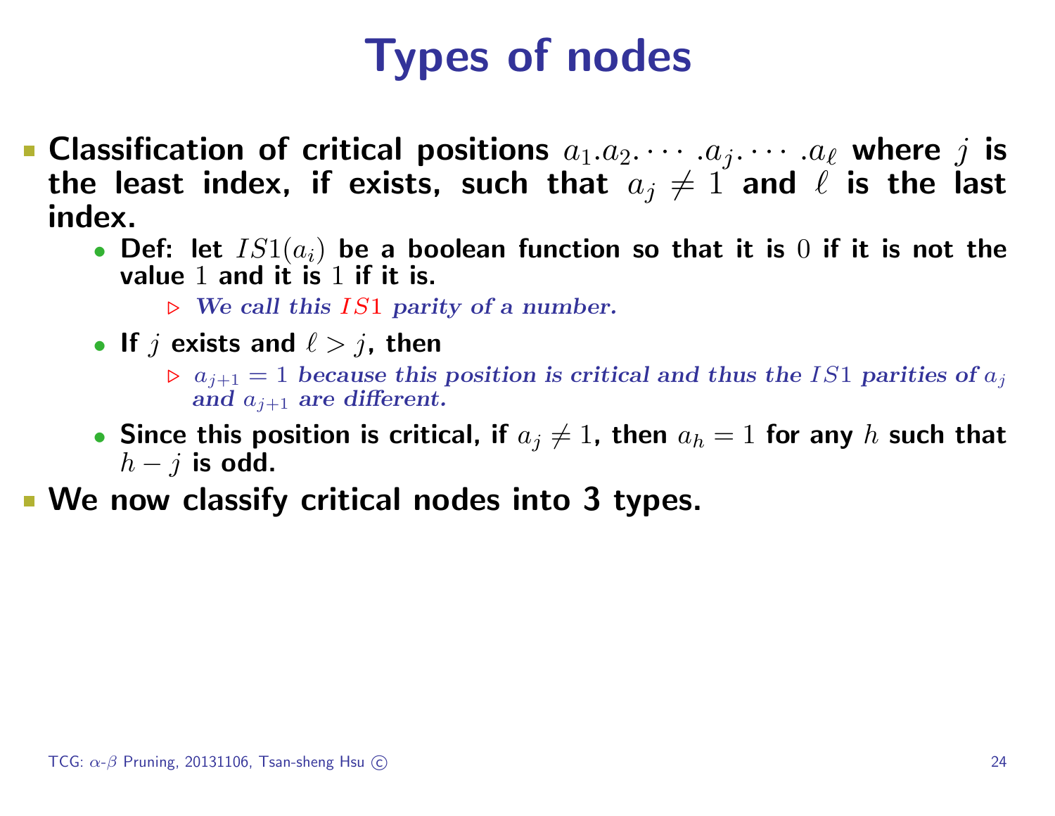# Types of nodes

- **Classification of critical positions $a_1.a_2.\cdots.a_j.\cdots.a_\ell$ where $j$ is the least index, if exists, such that $a_j \neq 1$ and $\ell$ is the last index.**
  - **Def: let $IS1(a_i)$ be a boolean function so that it is $0$ if it is not the value $1$ and it is $1$ if it is.**
    - ▷ ***We call this $IS1$ parity of a number.***
  - **If $j$ exists and $\ell > j$, then**
    - ▷ ***$a_{j+1} = 1$ because this position is critical and thus the $IS1$ parities of $a_j$ and $a_{j+1}$ are different.***
  - **Since this position is critical, if $a_j \neq 1$, then $a_h = 1$ for any $h$ such that $h - j$ is odd.**
- **We now classify critical nodes into 3 types.**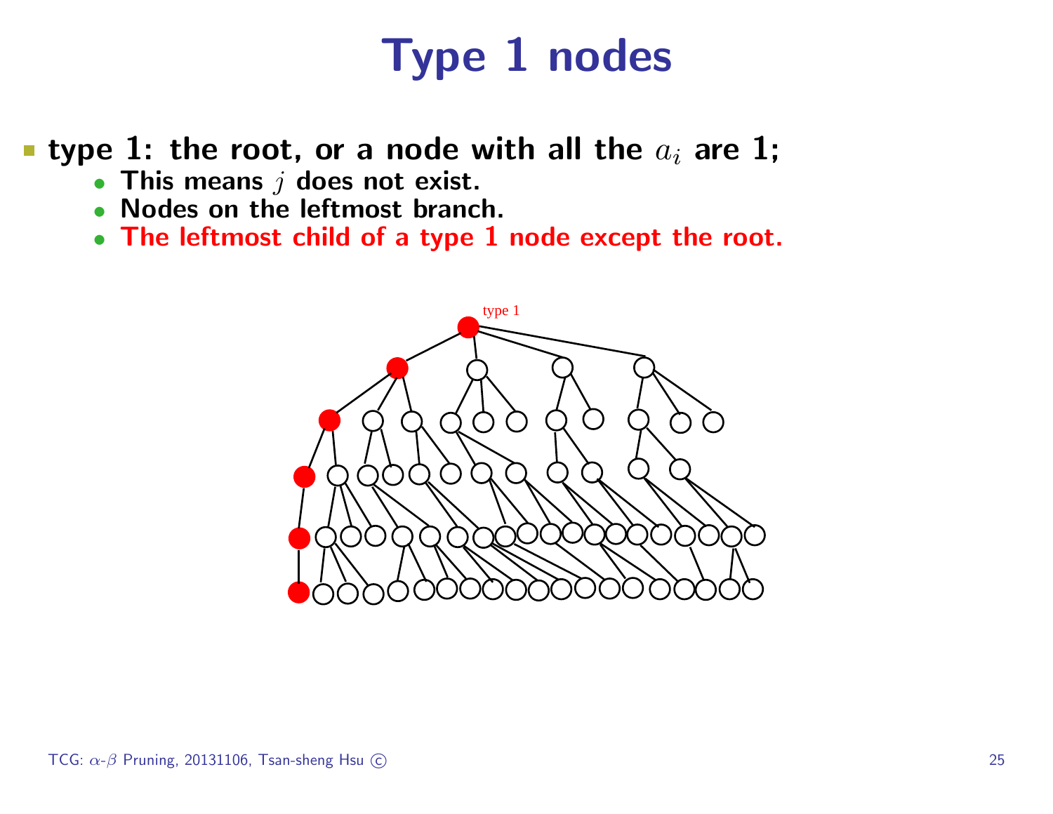# Type 1 nodes

- **type 1: the root, or a node with all the $a_i$ are 1;**
  - **This means $j$ does not exist.**
  - **Nodes on the leftmost branch.**
  - **The leftmost child of a type 1 node except the root.**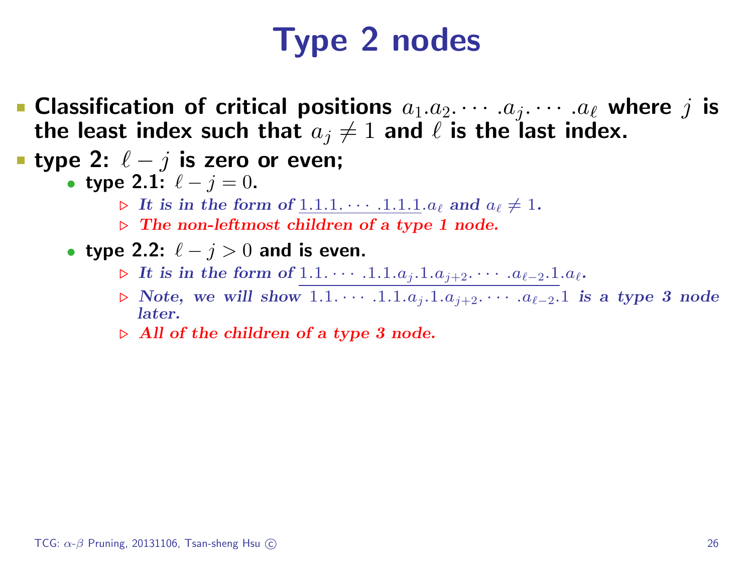# Type 2 nodes

- **Classification of critical positions $a_1.a_2.\cdots.a_j.\cdots.a_\ell$ where $j$ is the least index such that $a_j \neq 1$ and $\ell$ is the last index.**
- **type 2: $\ell - j$ is zero or even;**
  - **type 2.1: $\ell - j = 0$.**
    - ▷ ***It is in the form of $\underline{1.1.1.\cdots.1.1.1}.a_\ell$ and $a_\ell \neq 1$.***
    - ▷ ***The non-leftmost children of a type 1 node.***
  - **type 2.2: $\ell - j > 0$ and is even.**
    - ▷ ***It is in the form of $\underline{1.1.\cdots.1.1.a_j.1.a_{j+2}.\cdots.a_{\ell-2}.1}.a_\ell$.***
    - ▷ ***Note, we will show $1.1.\cdots.1.1.a_j.1.a_{j+2}.\cdots.a_{\ell-2}.1$ is a type 3 node later.***
    - ▷ ***All of the children of a type 3 node.***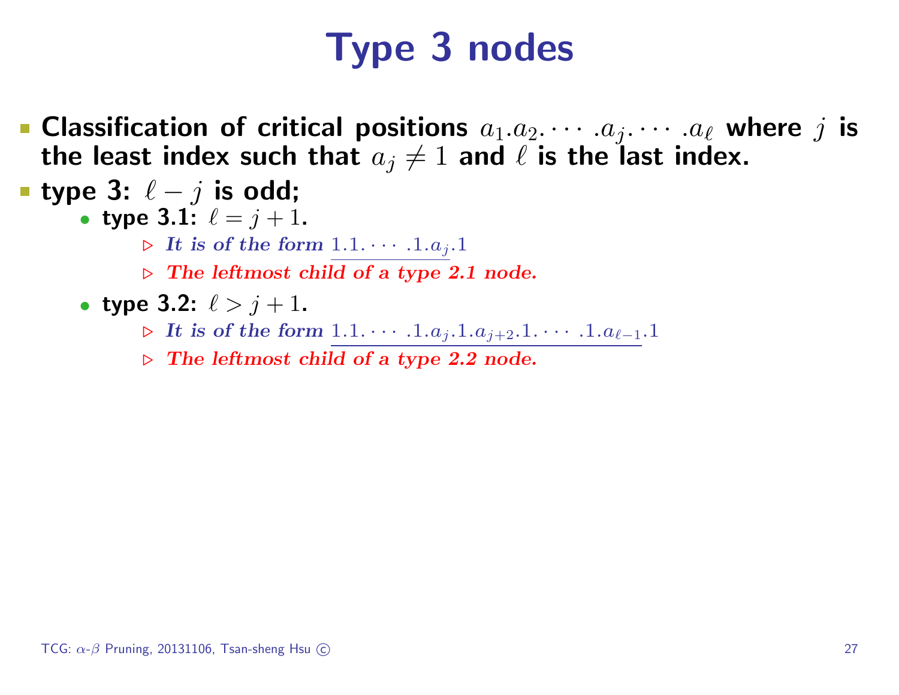# Type 3 nodes

- **Classification of critical positions $a_1.a_2.\cdots.a_j.\cdots.a_\ell$ where $j$ is the least index such that $a_j \neq 1$ and $\ell$ is the last index.**
- **type 3: $\ell - j$ is odd;**
  - **type 3.1: $\ell = j + 1$.**
    - ▷ ***It is of the form*** $\underline{1.1.\cdots.1.a_j}.1$
    - ▷ ***The leftmost child of a type 2.1 node.***
  - **type 3.2: $\ell > j + 1$.**
    - ▷ ***It is of the form*** $\underline{1.1.\cdots.1.a_j.1.a_{j+2}.1.\cdots.1.a_{\ell-1}}.1$
    - ▷ ***The leftmost child of a type 2.2 node.***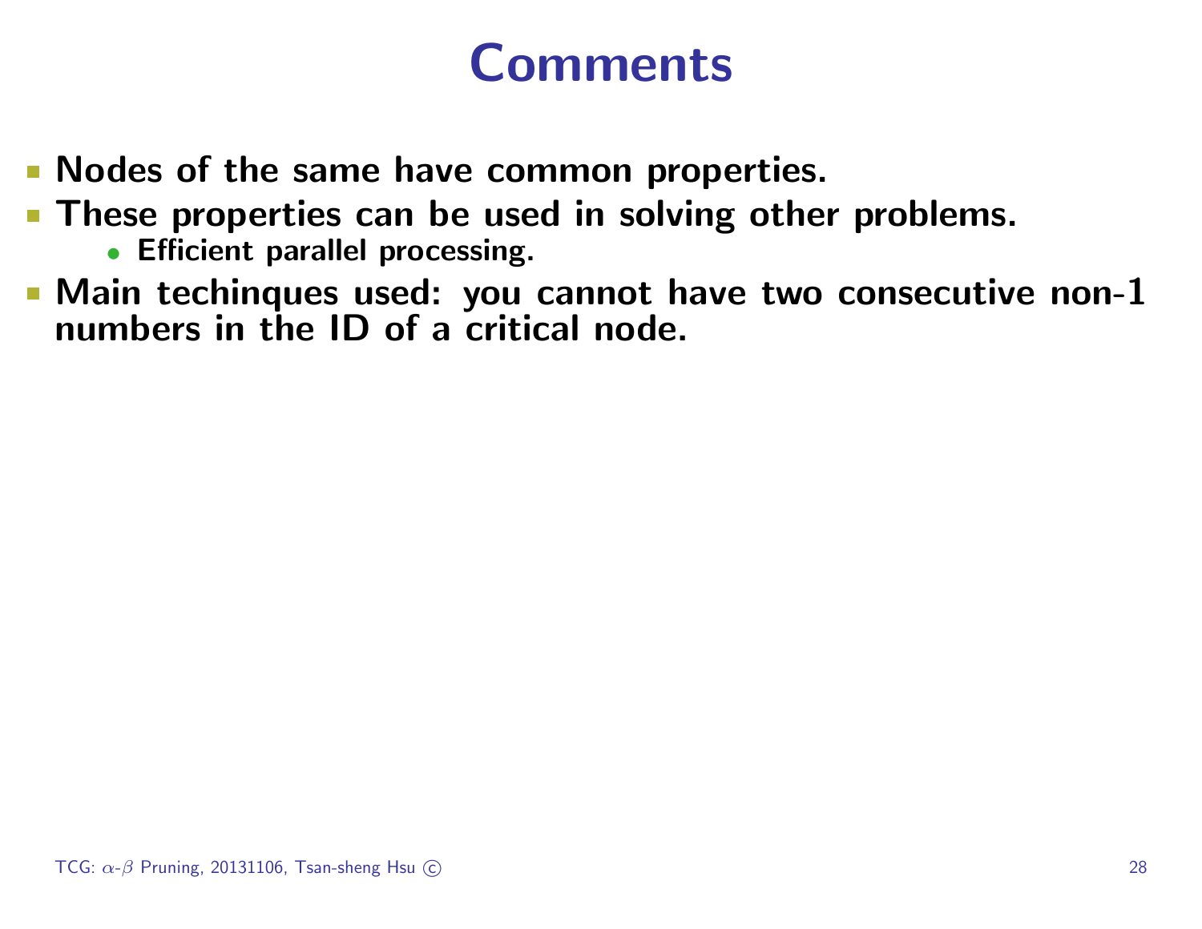# Comments

- Nodes of the same have common properties.
- These properties can be used in solving other problems.
  - Efficient parallel processing.
- Main techinques used: you cannot have two consecutive non-1 numbers in the ID of a critical node.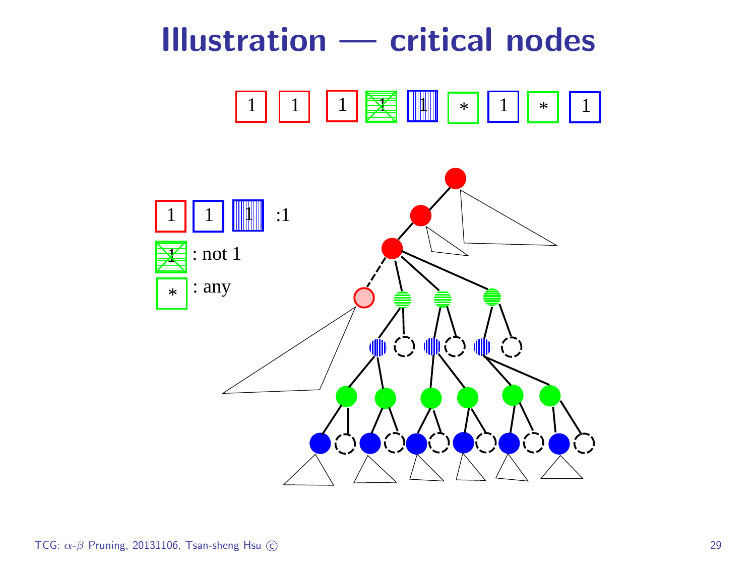# Illustration — critical nodes

1 1 1 1 1 * 1 * 1

1 1 1 :1

1 : not 1

\* : any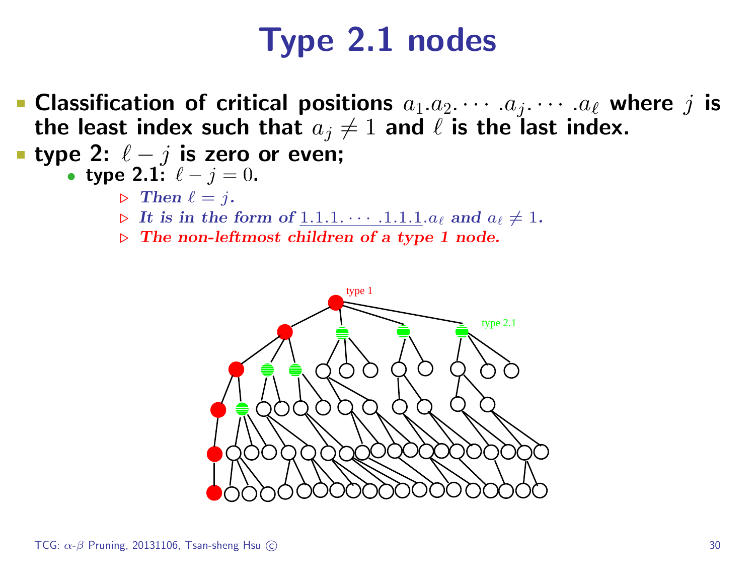# Type 2.1 nodes

- **Classification of critical positions $a_1.a_2.\cdots.a_j.\cdots.a_\ell$ where $j$ is the least index such that $a_j \neq 1$ and $\ell$ is the last index.**
- **type 2: $\ell - j$ is zero or even;**
  - **type 2.1:** $\ell - j = 0$.
    - ▷ ***Then $\ell = j$.***
    - ▷ ***It is in the form of $\underline{1.1.1.\cdots.1.1.1}.a_\ell$ and $a_\ell \neq 1$.***
    - ▷ ***The non-leftmost children of a type 1 node.***

type 1

type 2.1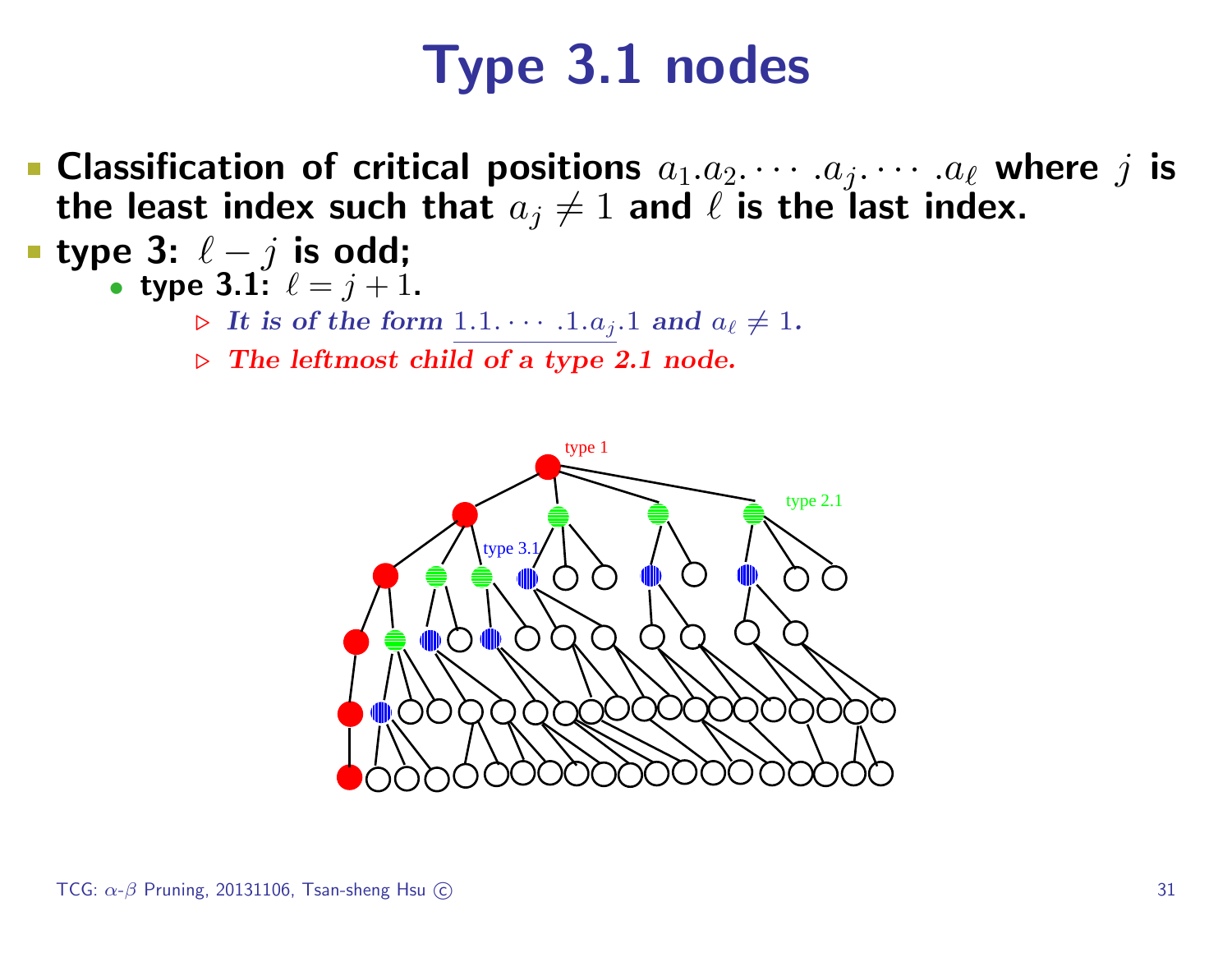# Type 3.1 nodes

- **Classification of critical positions $a_1.a_2.\cdots.a_j.\cdots.a_\ell$ where $j$ is the least index such that $a_j \neq 1$ and $\ell$ is the last index.**
- **type 3: $\ell - j$ is odd;**
  - **type 3.1:** $\ell = j + 1$.
    - ▷ *It is of the form* $\underline{1.1.\cdots.1.a_j}.1$ *and* $a_\ell \neq 1$.
    - ▷ ***The leftmost child of a type 2.1 node.***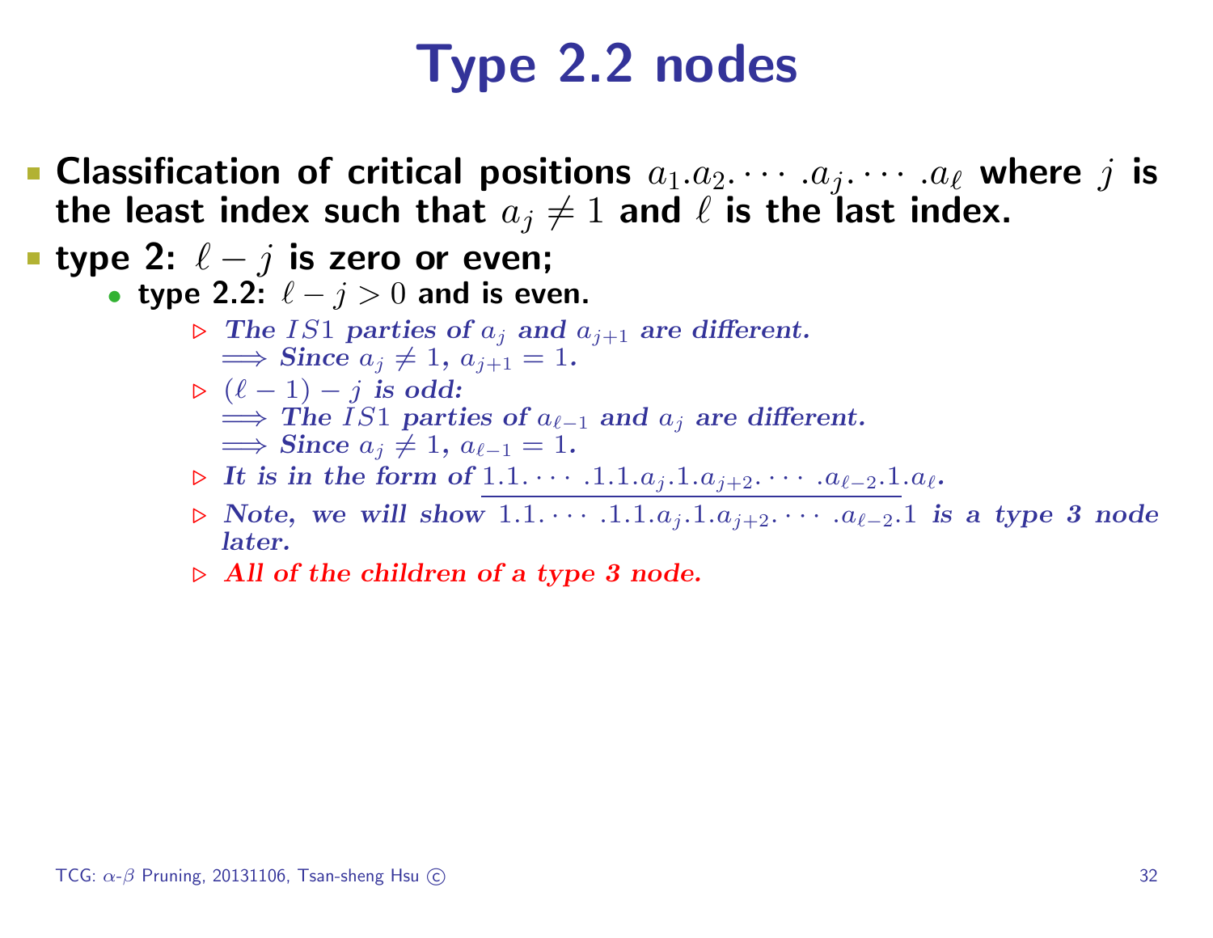# Type 2.2 nodes

- **Classification of critical positions $a_1.a_2.\cdots.a_j.\cdots.a_\ell$ where $j$ is the least index such that $a_j \neq 1$ and $\ell$ is the last index.**
- **type 2: $\ell - j$ is zero or even;**
  - **type 2.2: $\ell - j > 0$ and is even.**
    - ▷ ***The $IS1$ parties of $a_j$ and $a_{j+1}$ are different.***
      $\Longrightarrow$ ***Since $a_j \neq 1$, $a_{j+1} = 1$.***
    - ▷ ***$(\ell - 1) - j$ is odd:***
      $\Longrightarrow$ ***The $IS1$ parties of $a_{\ell-1}$ and $a_j$ are different.***
      $\Longrightarrow$ ***Since $a_j \neq 1$, $a_{\ell-1} = 1$.***
    - ▷ ***It is in the form of $\underline{1.1.\cdots.1.1.a_j.1.a_{j+2}.\cdots.a_{\ell-2}.1}.a_\ell$.***
    - ▷ ***Note, we will show $1.1.\cdots.1.1.a_j.1.a_{j+2}.\cdots.a_{\ell-2}.1$ is a type 3 node later.***
    - ▷ ***All of the children of a type 3 node.***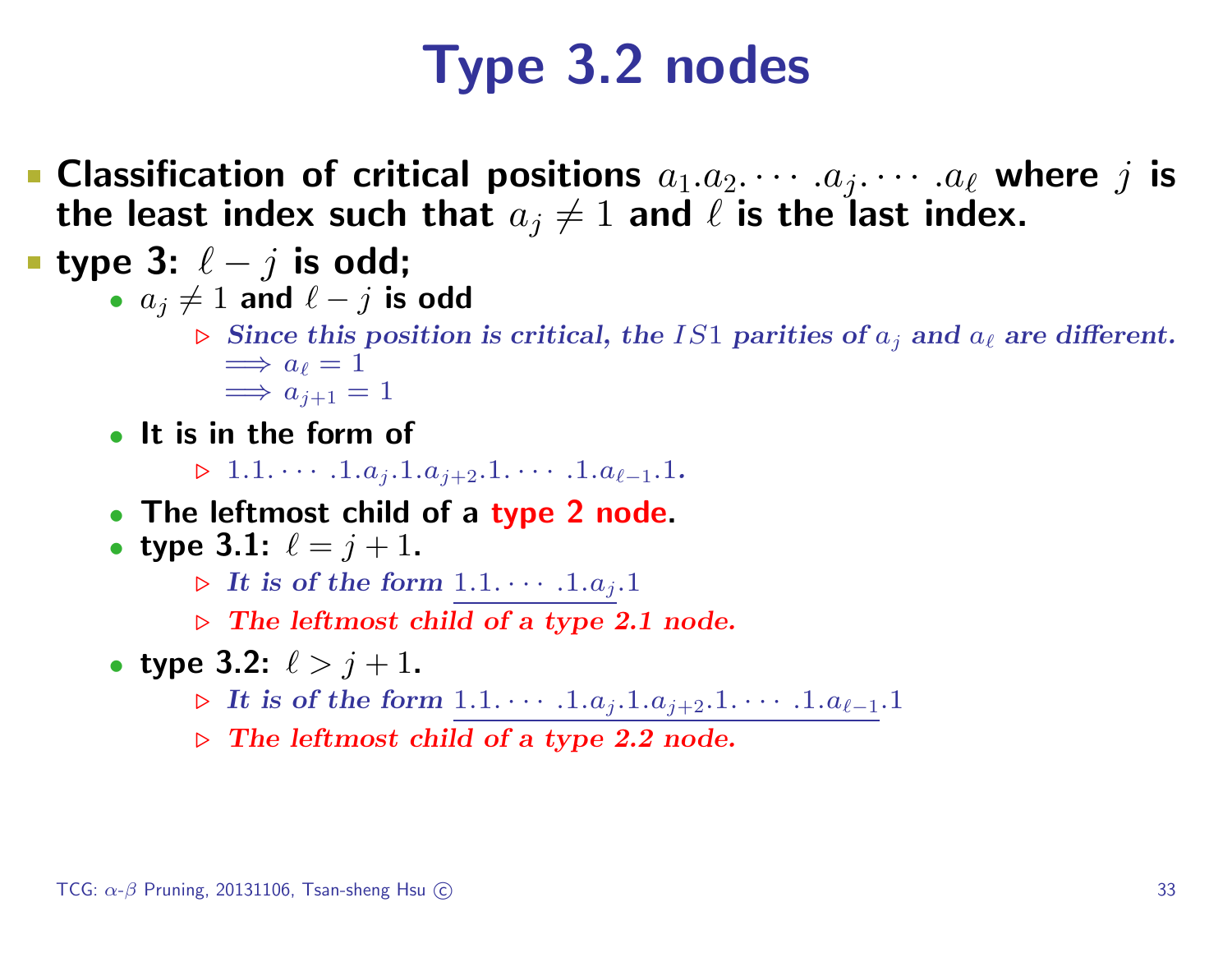# Type 3.2 nodes

- **Classification of critical positions $a_1.a_2.\cdots.a_j.\cdots.a_\ell$ where $j$ is the least index such that $a_j \neq 1$ and $\ell$ is the last index.**
- **type 3: $\ell - j$ is odd;**
  - $a_j \neq 1$ **and** $\ell - j$ **is odd**
    - ▷ ***Since this position is critical, the $IS1$ parities of $a_j$ and $a_\ell$ are different.***
      $\Longrightarrow a_\ell = 1$
      $\Longrightarrow a_{j+1} = 1$
  - **It is in the form of**
    - ▷ $1.1.\cdots.1.a_j.1.a_{j+2}.1.\cdots.1.a_{\ell-1}.1.$
  - **The leftmost child of a type 2 node.**
  - **type 3.1: $\ell = j + 1$.**
    - ▷ ***It is of the form*** $\underline{1.1.\cdots.1.a_j}.1$
    - ▷ ***The leftmost child of a type 2.1 node.***
  - **type 3.2: $\ell > j + 1$.**
    - ▷ ***It is of the form*** $\underline{1.1.\cdots.1.a_j.1.a_{j+2}.1.\cdots.1.a_{\ell-1}}.1$
    - ▷ ***The leftmost child of a type 2.2 node.***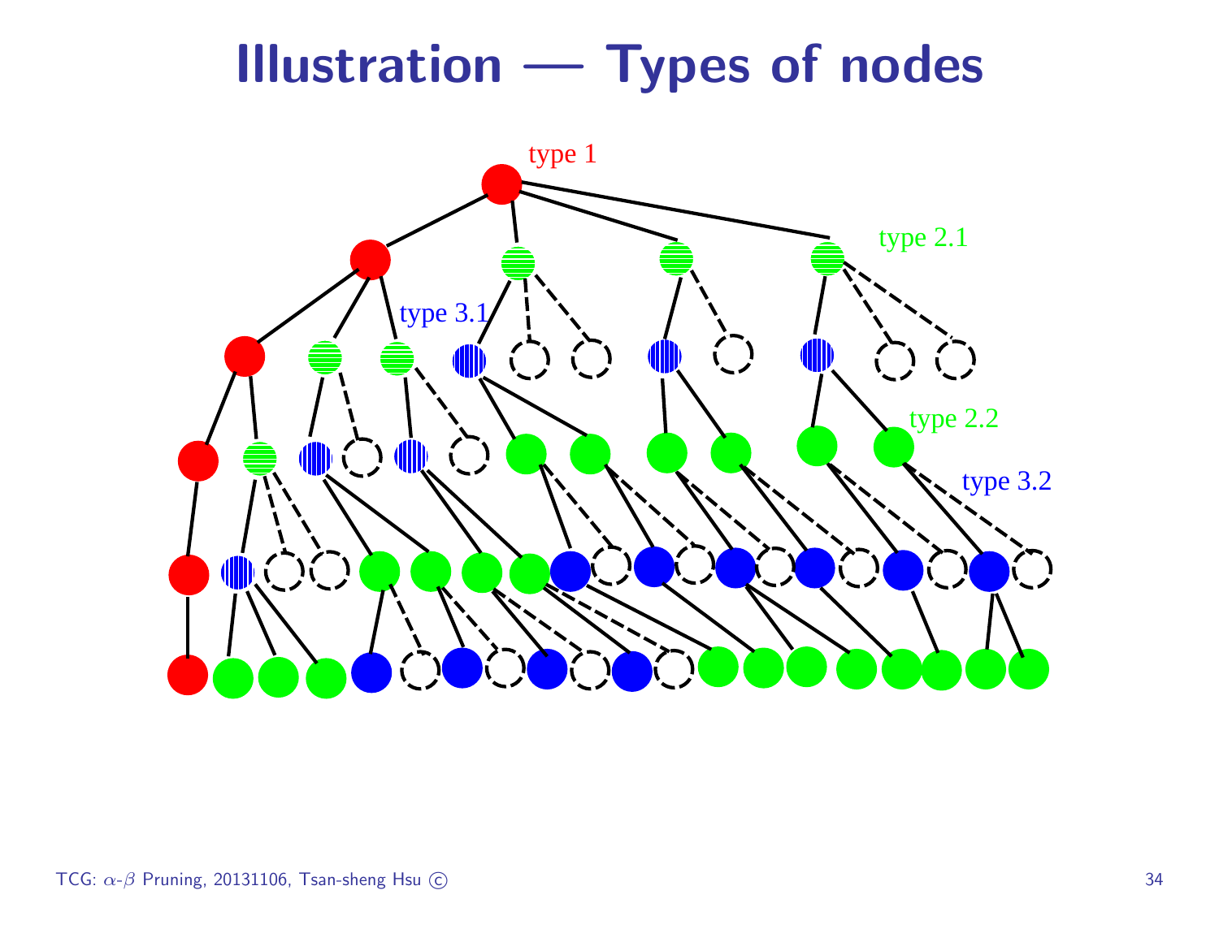# Illustration — Types of nodes

type 1

type 2.1

type 3.1

type 2.2

type 3.2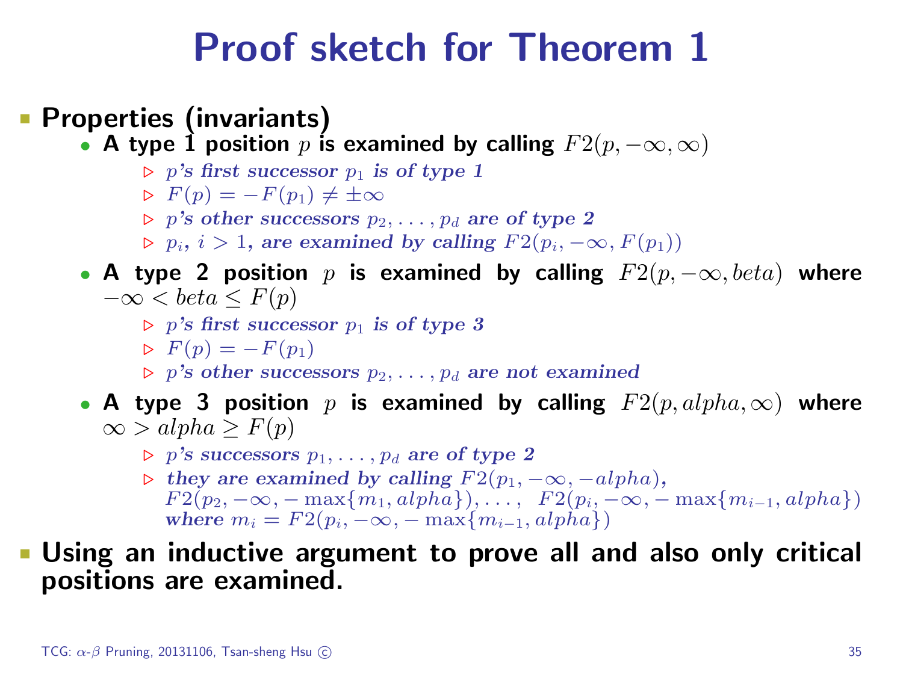# Proof sketch for Theorem 1

- **Properties (invariants)**
  - **A type 1 position $p$ is examined by calling $F2(p, -\infty, \infty)$**
    - ▷ ***$p$'s first successor $p_1$ is of type 1***
    - ▷ $F(p) = -F(p_1) \neq \pm\infty$
    - ▷ ***$p$'s other successors $p_2, \ldots, p_d$ are of type 2***
    - ▷ ***$p_i$, $i > 1$, are examined by calling $F2(p_i, -\infty, F(p_1))$***
  - **A type 2 position $p$ is examined by calling $F2(p, -\infty, beta)$ where $-\infty < beta \leq F(p)$**
    - ▷ ***$p$'s first successor $p_1$ is of type 3***
    - ▷ $F(p) = -F(p_1)$
    - ▷ ***$p$'s other successors $p_2, \ldots, p_d$ are not examined***
  - **A type 3 position $p$ is examined by calling $F2(p, alpha, \infty)$ where $\infty > alpha \geq F(p)$**
    - ▷ ***$p$'s successors $p_1, \ldots, p_d$ are of type 2***
    - ▷ ***they are examined by calling $F2(p_1, -\infty, -alpha)$,*** $F2(p_2, -\infty, -\max\{m_1, alpha\}), \ldots,\ \ F2(p_i, -\infty, -\max\{m_{i-1}, alpha\})$ ***where*** $m_i = F2(p_i, -\infty, -\max\{m_{i-1}, alpha\})$
- **Using an inductive argument to prove all and also only critical positions are examined.**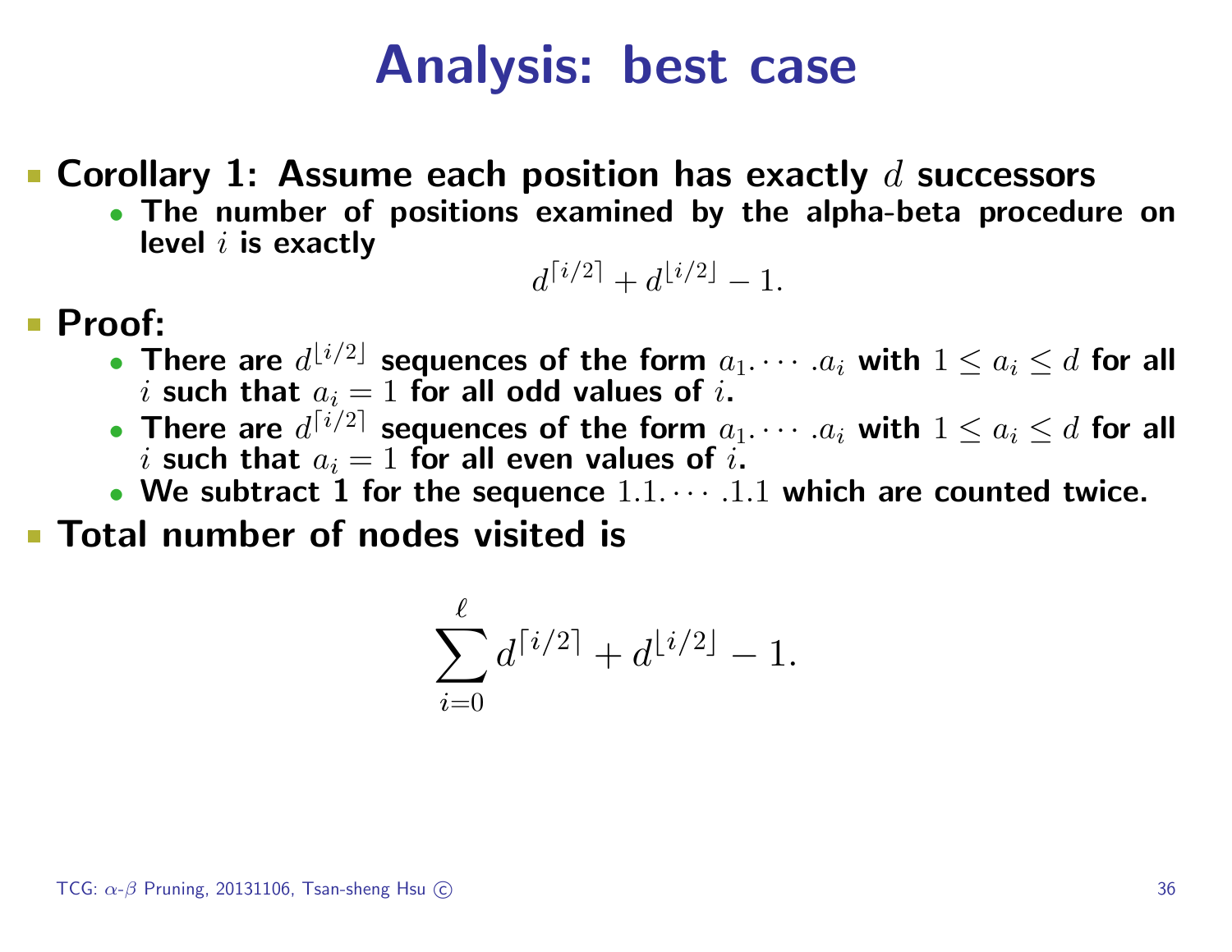# Analysis: best case

- **Corollary 1: Assume each position has exactly $d$ successors**
  - **The number of positions examined by the alpha-beta procedure on level $i$ is exactly**

$$d^{\lceil i/2 \rceil} + d^{\lfloor i/2 \rfloor} - 1.$$

- **Proof:**
  - **There are $d^{\lfloor i/2 \rfloor}$ sequences of the form $a_1.\cdots.a_i$ with $1 \le a_i \le d$ for all $i$ such that $a_i = 1$ for all odd values of $i$.**
  - **There are $d^{\lceil i/2 \rceil}$ sequences of the form $a_1.\cdots.a_i$ with $1 \le a_i \le d$ for all $i$ such that $a_i = 1$ for all even values of $i$.**
  - **We subtract 1 for the sequence $1.1.\cdots.1.1$ which are counted twice.**
- **Total number of nodes visited is**

$$\sum_{i=0}^{\ell} d^{\lceil i/2 \rceil} + d^{\lfloor i/2 \rfloor} - 1.$$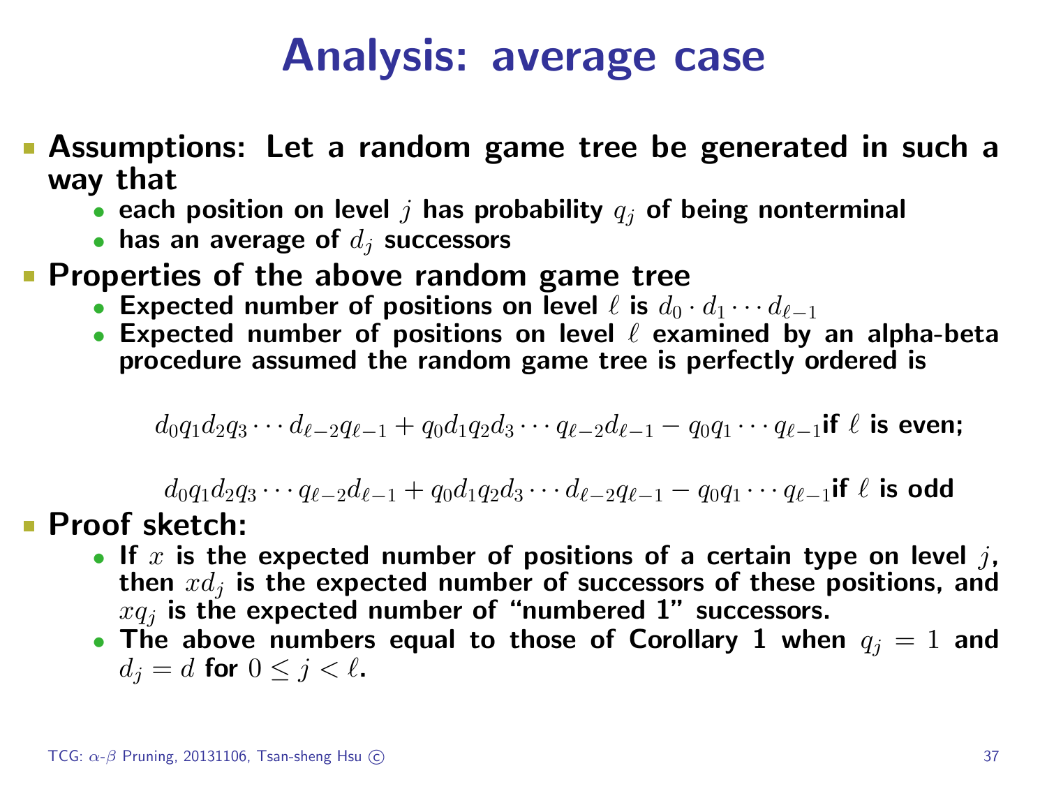# Analysis: average case

- **Assumptions: Let a random game tree be generated in such a way that**
  - each position on level $j$ has probability $q_j$ of being nonterminal
  - has an average of $d_j$ successors
- **Properties of the above random game tree**
  - Expected number of positions on level $\ell$ is $d_0 \cdot d_1 \cdots d_{\ell-1}$
  - Expected number of positions on level $\ell$ examined by an alpha-beta procedure assumed the random game tree is perfectly ordered is

$$d_0 q_1 d_2 q_3 \cdots d_{\ell-2} q_{\ell-1} + q_0 d_1 q_2 d_3 \cdots q_{\ell-2} d_{\ell-1} - q_0 q_1 \cdots q_{\ell-1} \text{ if } \ell \text{ is even;}$$

$$d_0 q_1 d_2 q_3 \cdots q_{\ell-2} d_{\ell-1} + q_0 d_1 q_2 d_3 \cdots d_{\ell-2} q_{\ell-1} - q_0 q_1 \cdots q_{\ell-1} \text{ if } \ell \text{ is odd}$$

- **Proof sketch:**
  - If $x$ is the expected number of positions of a certain type on level $j$, then $x d_j$ is the expected number of successors of these positions, and $x q_j$ is the expected number of "numbered 1" successors.
  - The above numbers equal to those of Corollary 1 when $q_j = 1$ and $d_j = d$ for $0 \leq j < \ell$.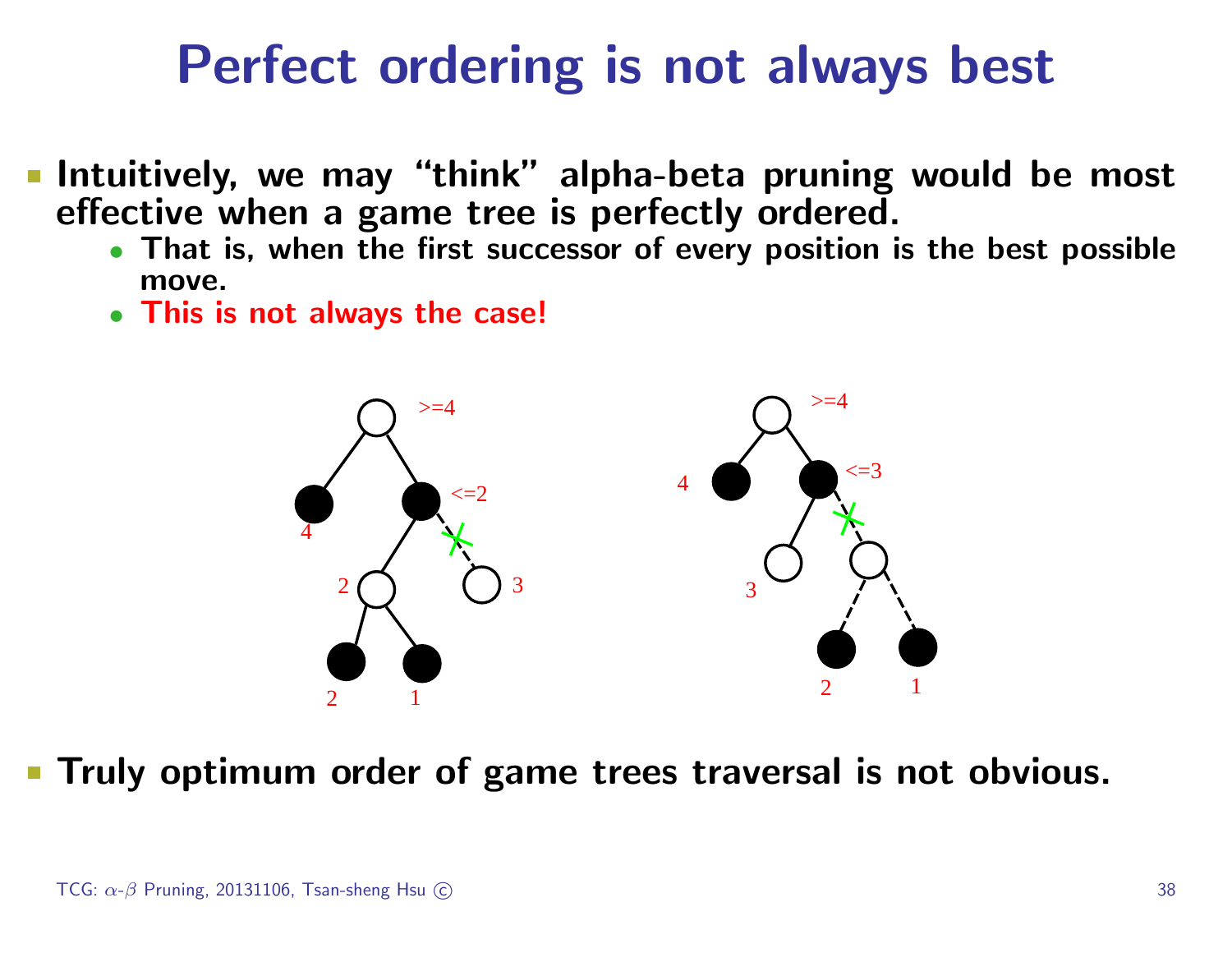# Perfect ordering is not always best

- Intuitively, we may "think" alpha-beta pruning would be most effective when a game tree is perfectly ordered.
  - That is, when the first successor of every position is the best possible move.
  - This is not always the case!

- Truly optimum order of game trees traversal is not obvious.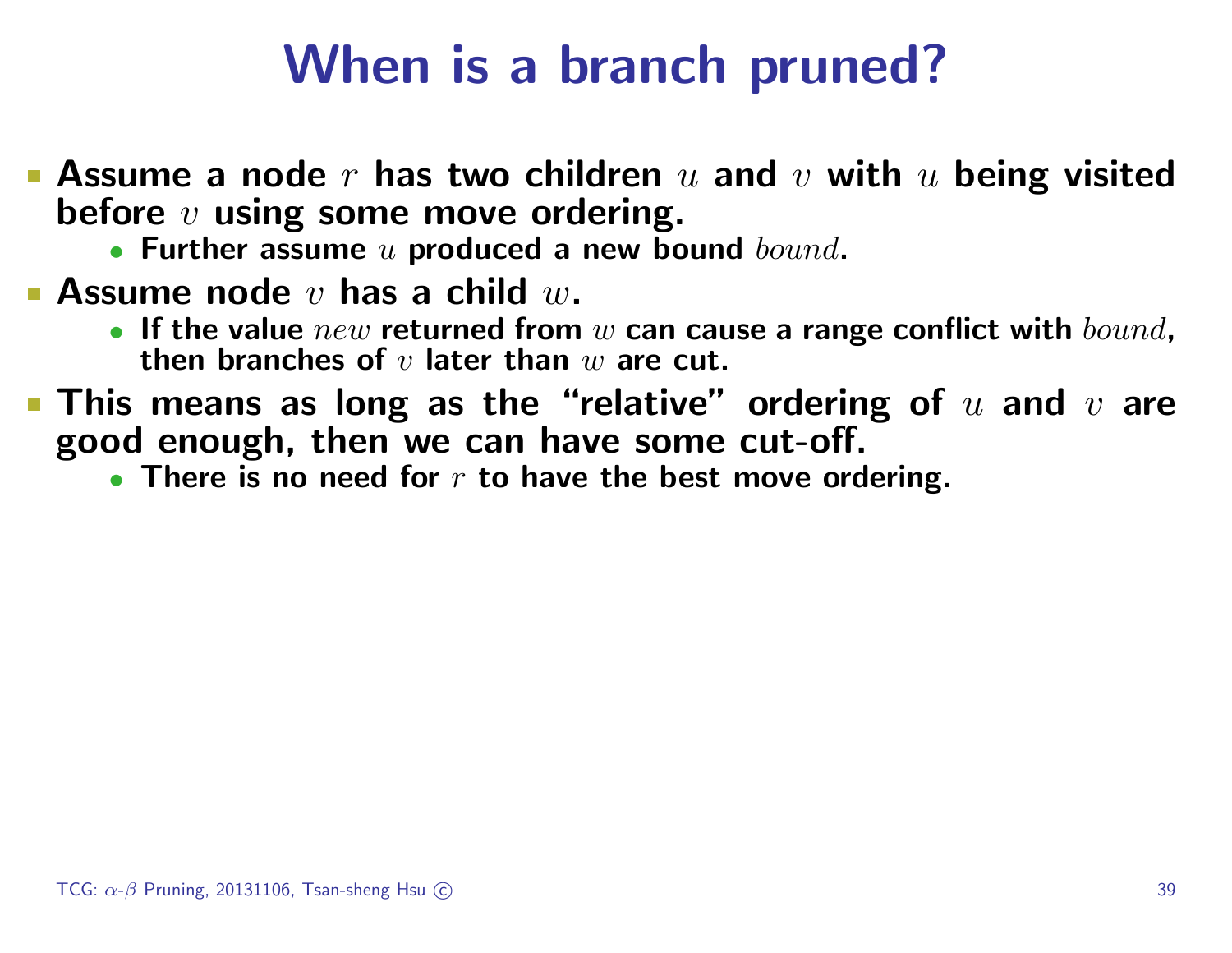# When is a branch pruned?

- **Assume a node $r$ has two children $u$ and $v$ with $u$ being visited before $v$ using some move ordering.**
  - **Further assume $u$ produced a new bound $bound$.**
- **Assume node $v$ has a child $w$.**
  - **If the value $new$ returned from $w$ can cause a range conflict with $bound$, then branches of $v$ later than $w$ are cut.**
- **This means as long as the "relative" ordering of $u$ and $v$ are good enough, then we can have some cut-off.**
  - **There is no need for $r$ to have the best move ordering.**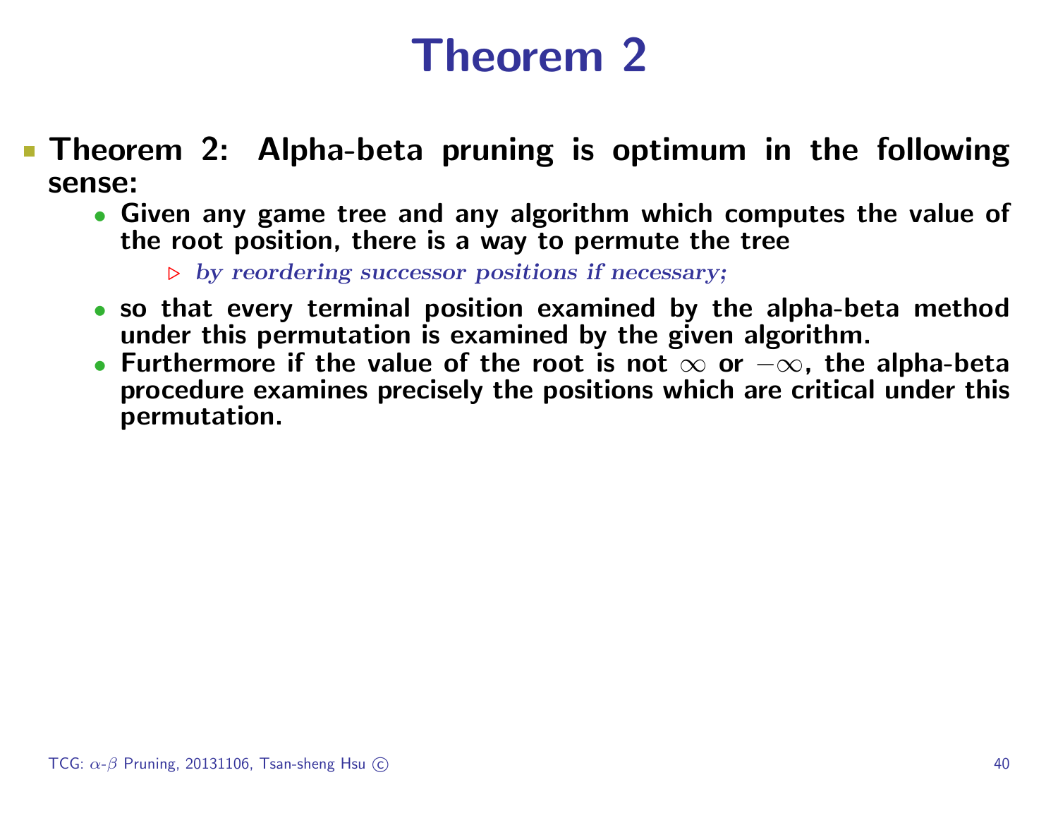# Theorem 2

- **Theorem 2: Alpha-beta pruning is optimum in the following sense:**
  - **Given any game tree and any algorithm which computes the value of the root position, there is a way to permute the tree**
    - *by reordering successor positions if necessary;*
  - **so that every terminal position examined by the alpha-beta method under this permutation is examined by the given algorithm.**
  - **Furthermore if the value of the root is not $\infty$ or $-\infty$, the alpha-beta procedure examines precisely the positions which are critical under this permutation.**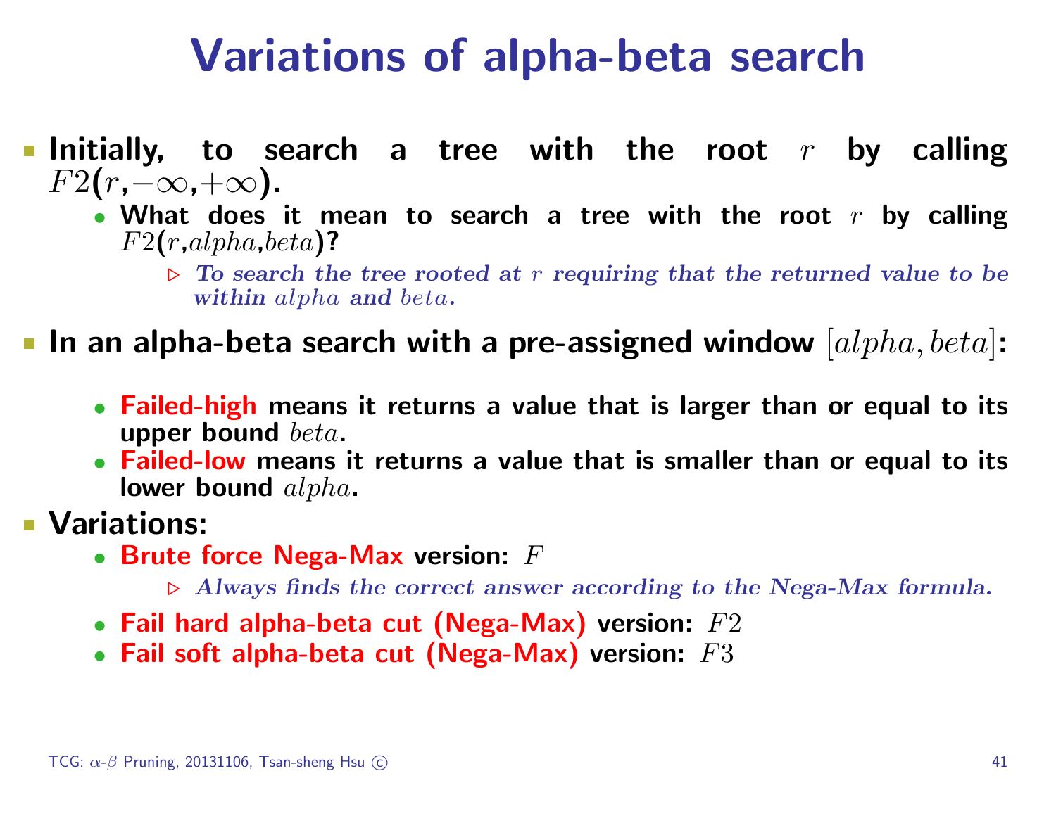# Variations of alpha-beta search

- **Initially, to search a tree with the root $r$ by calling $F2(r, -\infty, +\infty)$.**
  - **What does it mean to search a tree with the root $r$ by calling $F2(r, alpha, beta)$?**
    - ▷ ***To search the tree rooted at $r$ requiring that the returned value to be within $alpha$ and $beta$.***
- **In an alpha-beta search with a pre-assigned window $[alpha, beta]$:**
  - **Failed-high means it returns a value that is larger than or equal to its upper bound $beta$.**
  - **Failed-low means it returns a value that is smaller than or equal to its lower bound $alpha$.**
- **Variations:**
  - **Brute force Nega-Max version: $F$**
    - ▷ ***Always finds the correct answer according to the Nega-Max formula.***
  - **Fail hard alpha-beta cut (Nega-Max) version: $F2$**
  - **Fail soft alpha-beta cut (Nega-Max) version: $F3$**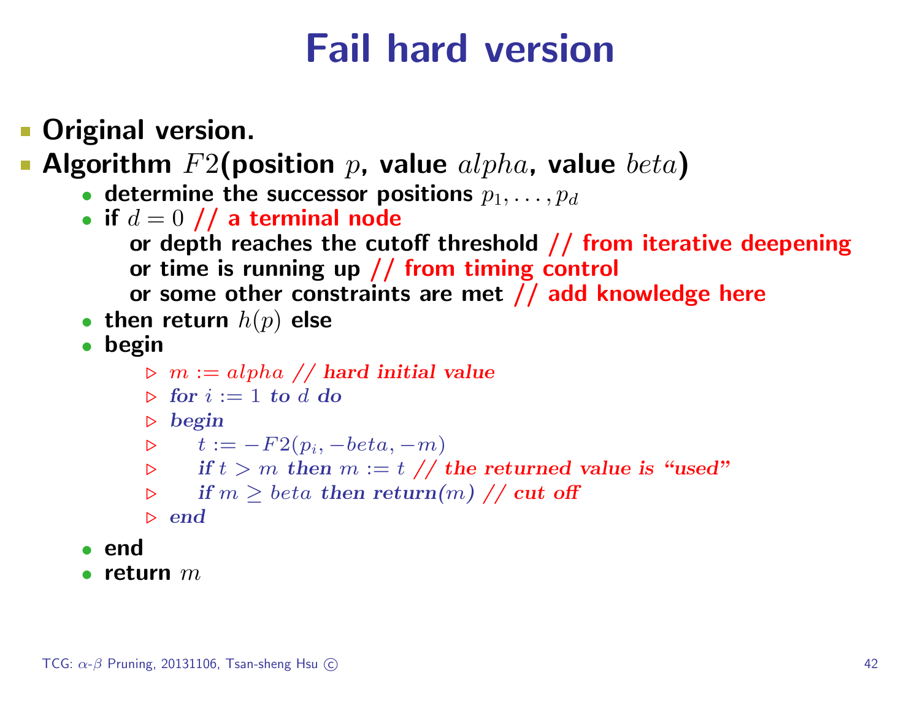# Fail hard version

- **Original version.**
- **Algorithm $F2$(position $p$, value $alpha$, value $beta$)**
  - determine the successor positions $p_1, \ldots, p_d$
  - if $d = 0$ // a terminal node
    or depth reaches the cutoff threshold // from iterative deepening
    or time is running up // from timing control
    or some other constraints are met // add knowledge here
  - then return $h(p)$ else
  - begin
    - ▷ $m := alpha$ // *hard initial value*
    - ▷ *for* $i := 1$ *to* $d$ *do*
    - ▷ *begin*
    - ▷ $t := -F2(p_i, -beta, -m)$
    - ▷ *if* $t > m$ *then* $m := t$ // *the returned value is "used"*
    - ▷ *if* $m \geq beta$ *then return*($m$) // *cut off*
    - ▷ *end*
  - end
  - return $m$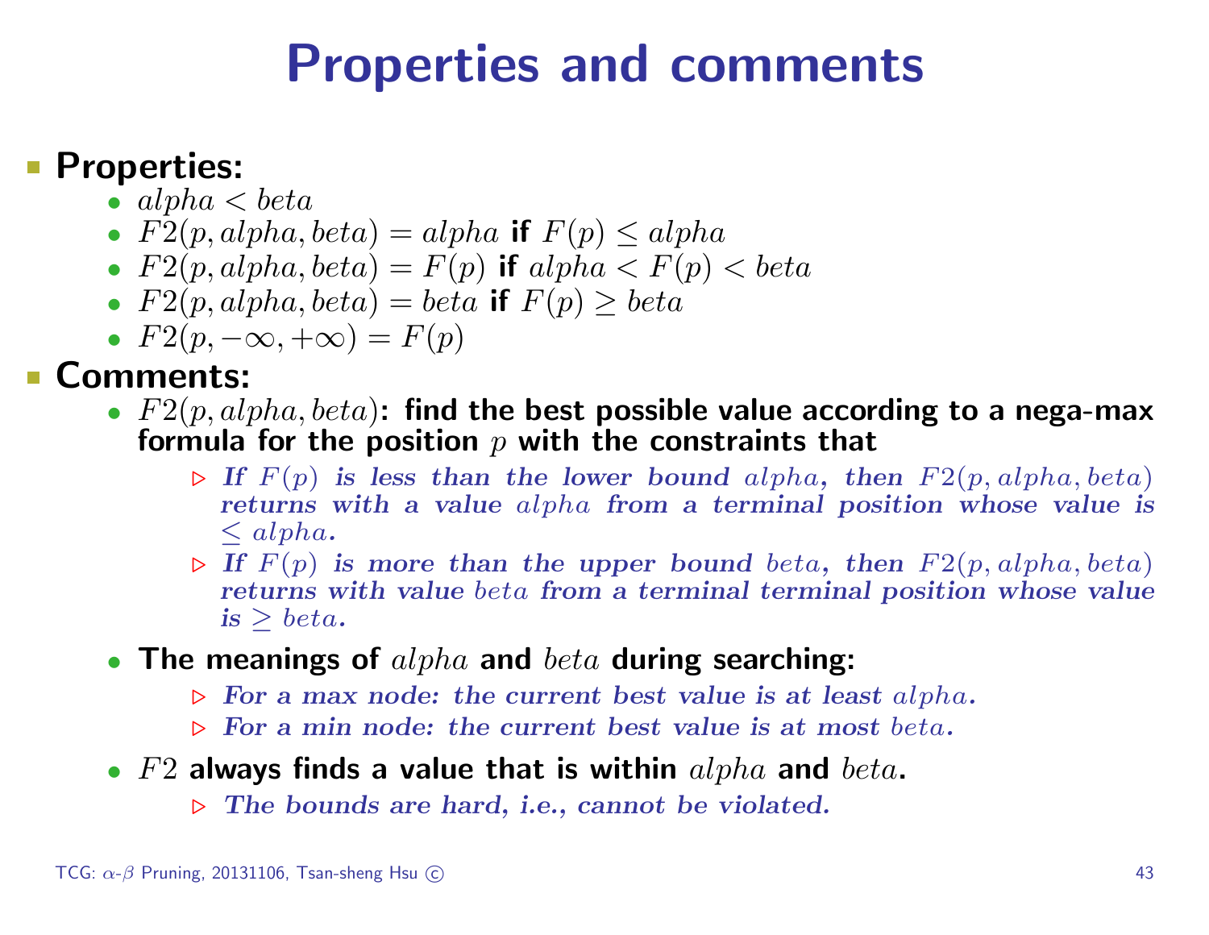# Properties and comments

- **Properties:**
  - $alpha < beta$
  - $F2(p, alpha, beta) = alpha$ **if** $F(p) \leq alpha$
  - $F2(p, alpha, beta) = F(p)$ **if** $alpha < F(p) < beta$
  - $F2(p, alpha, beta) = beta$ **if** $F(p) \geq beta$
  - $F2(p, -\infty, +\infty) = F(p)$
- **Comments:**
  - $F2(p, alpha, beta)$: **find the best possible value according to a nega-max formula for the position** $p$ **with the constraints that**
    - ▷ ***If*** $F(p)$ ***is less than the lower bound*** $alpha$***, then*** $F2(p, alpha, beta)$ ***returns with a value*** $alpha$ ***from a terminal position whose value is*** $\leq alpha$***.***
    - ▷ ***If*** $F(p)$ ***is more than the upper bound*** $beta$***, then*** $F2(p, alpha, beta)$ ***returns with value*** $beta$ ***from a terminal terminal position whose value is*** $\geq beta$***.***
  - **The meanings of** $alpha$ **and** $beta$ **during searching:**
    - ▷ ***For a max node: the current best value is at least*** $alpha$***.***
    - ▷ ***For a min node: the current best value is at most*** $beta$***.***
  - $F2$ **always finds a value that is within** $alpha$ **and** $beta$**.**
    - ▷ ***The bounds are hard, i.e., cannot be violated.***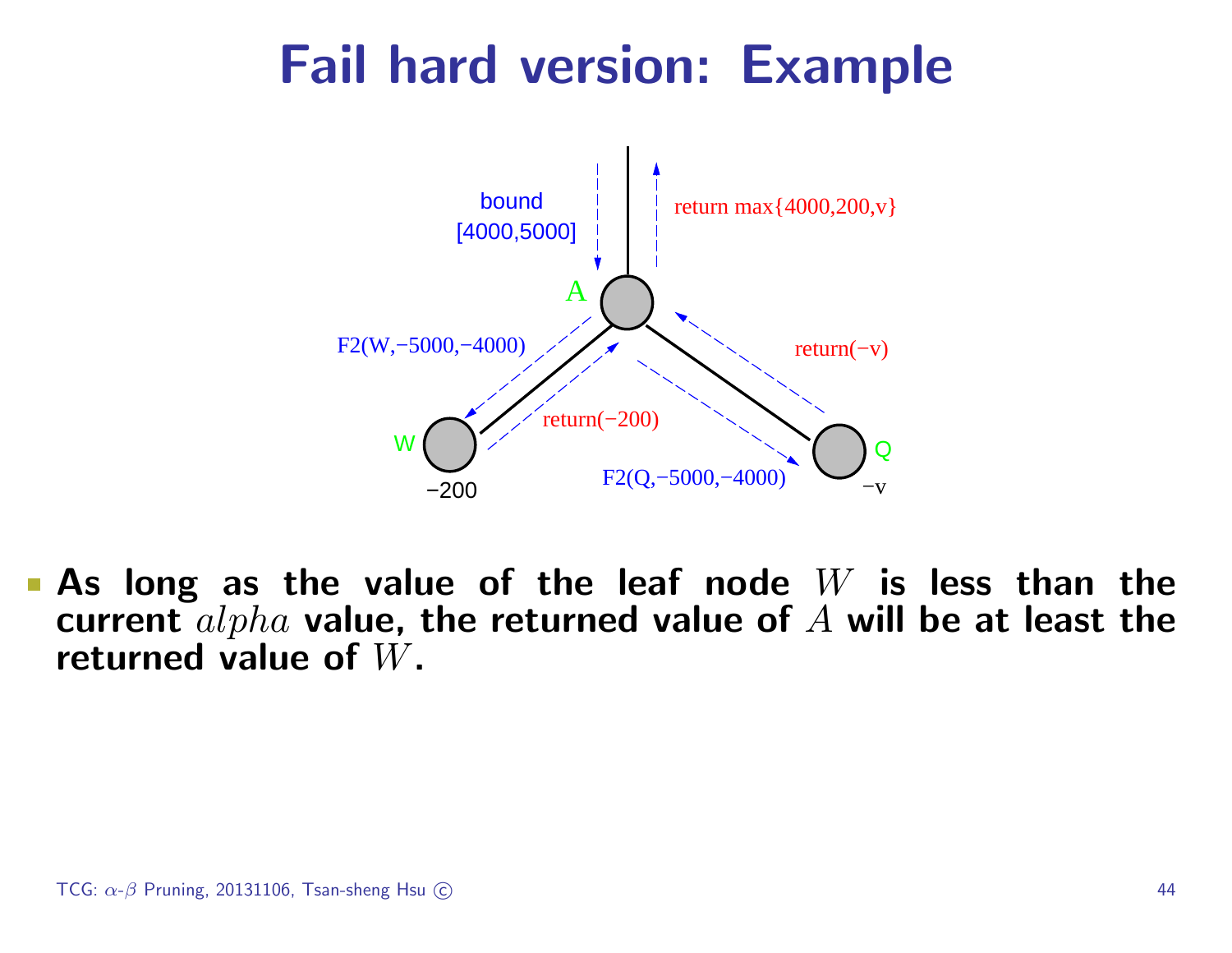# Fail hard version: Example

- **As long as the value of the leaf node $W$ is less than the current $alpha$ value, the returned value of $A$ will be at least the returned value of $W$.**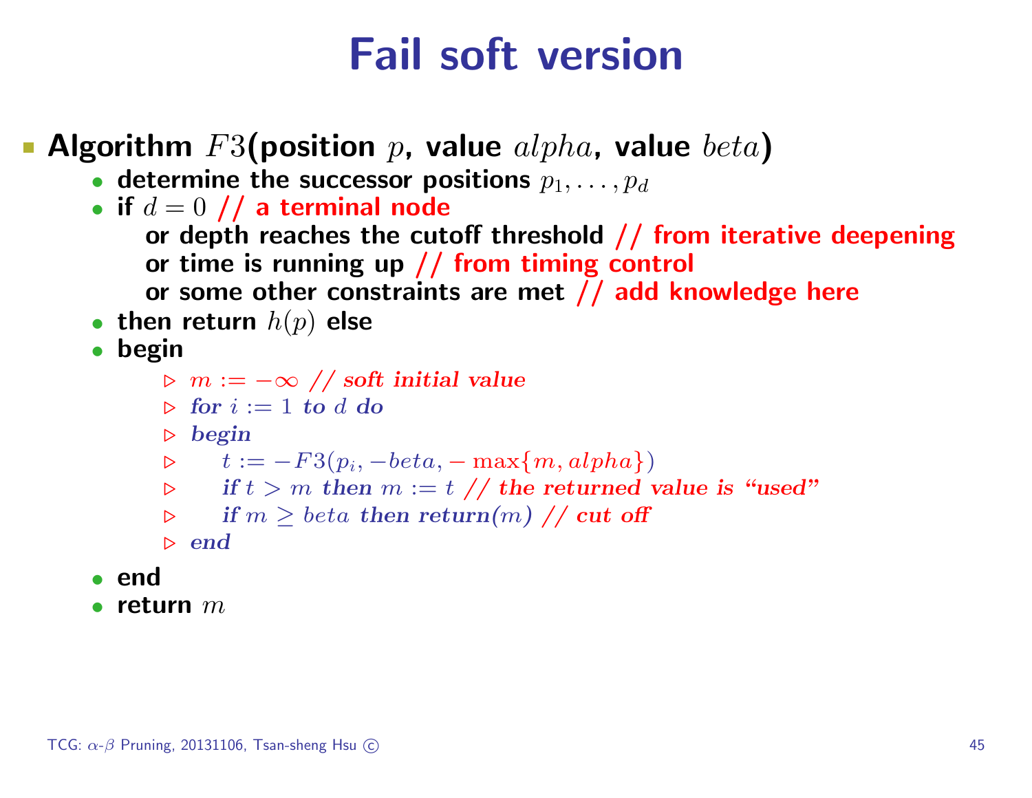# Fail soft version

- **Algorithm** $F3$**(position** $p$**, value** $alpha$**, value** $beta$**)**
  - determine the successor positions $p_1, \ldots, p_d$
  - if $d = 0$ // a terminal node
    or depth reaches the cutoff threshold // from iterative deepening
    or time is running up // from timing control
    or some other constraints are met // add knowledge here
  - then return $h(p)$ else
  - begin
    - ▷ $m := -\infty$ *// soft initial value*
    - ▷ ***for*** $i := 1$ ***to*** $d$ ***do***
    - ▷ ***begin***
    - ▷ $\quad t := -F3(p_i, -beta, -\max\{m, alpha\})$
    - ▷ $\quad$ ***if*** $t > m$ ***then*** $m := t$ *// the returned value is "used"*
    - ▷ $\quad$ ***if*** $m \geq beta$ ***then return***$(m)$ *// cut off*
    - ▷ ***end***
  - end
  - return $m$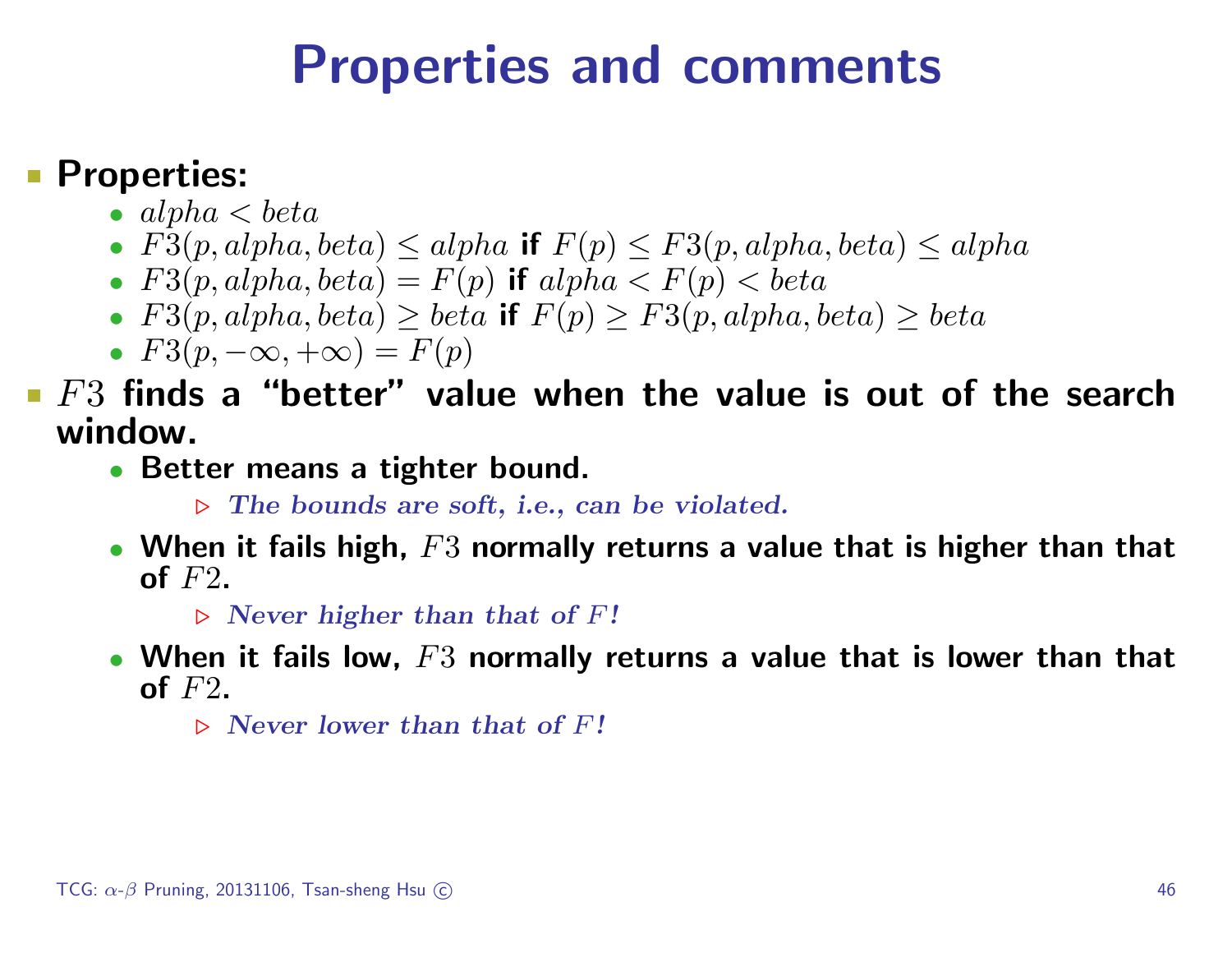# Properties and comments

- **Properties:**
  - $alpha < beta$
  - $F3(p, alpha, beta) \leq alpha$ **if** $F(p) \leq F3(p, alpha, beta) \leq alpha$
  - $F3(p, alpha, beta) = F(p)$ **if** $alpha < F(p) < beta$
  - $F3(p, alpha, beta) \geq beta$ **if** $F(p) \geq F3(p, alpha, beta) \geq beta$
  - $F3(p, -\infty, +\infty) = F(p)$
- $F3$ **finds a "better" value when the value is out of the search window.**
  - **Better means a tighter bound.**
    - ▷ ***The bounds are soft, i.e., can be violated.***
  - **When it fails high,** $F3$ **normally returns a value that is higher than that of** $F2$**.**
    - ▷ ***Never higher than that of*** $F$***!***
  - **When it fails low,** $F3$ **normally returns a value that is lower than that of** $F2$**.**
    - ▷ ***Never lower than that of*** $F$***!***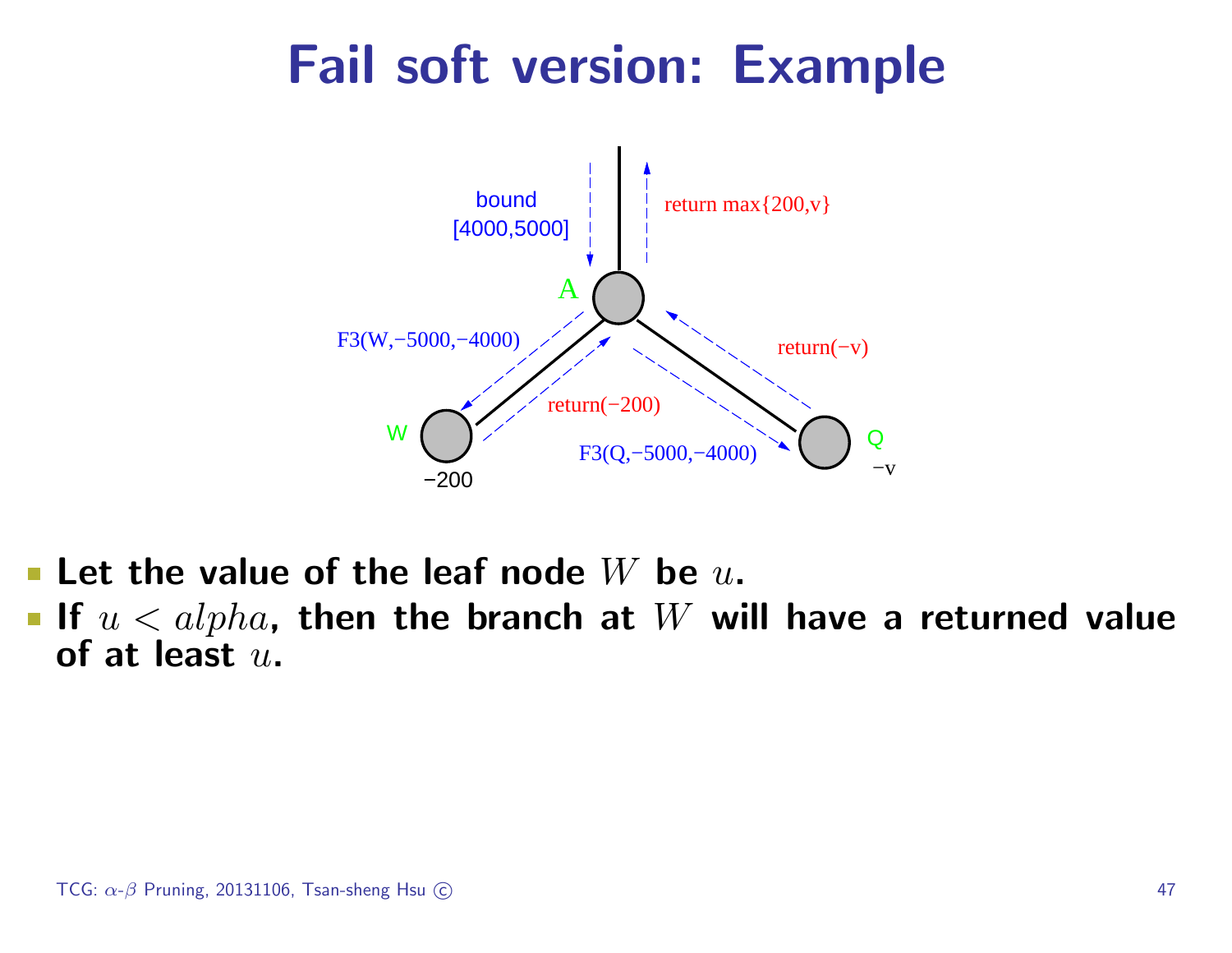# Fail soft version: Example

bound [4000,5000]

return max{200,v}

A

F3(W,−5000,−4000)

return(−v)

return(−200)

W

−200

F3(Q,−5000,−4000)

Q

−v

- **Let the value of the leaf node $W$ be $u$.**
- **If $u < alpha$, then the branch at $W$ will have a returned value of at least $u$.**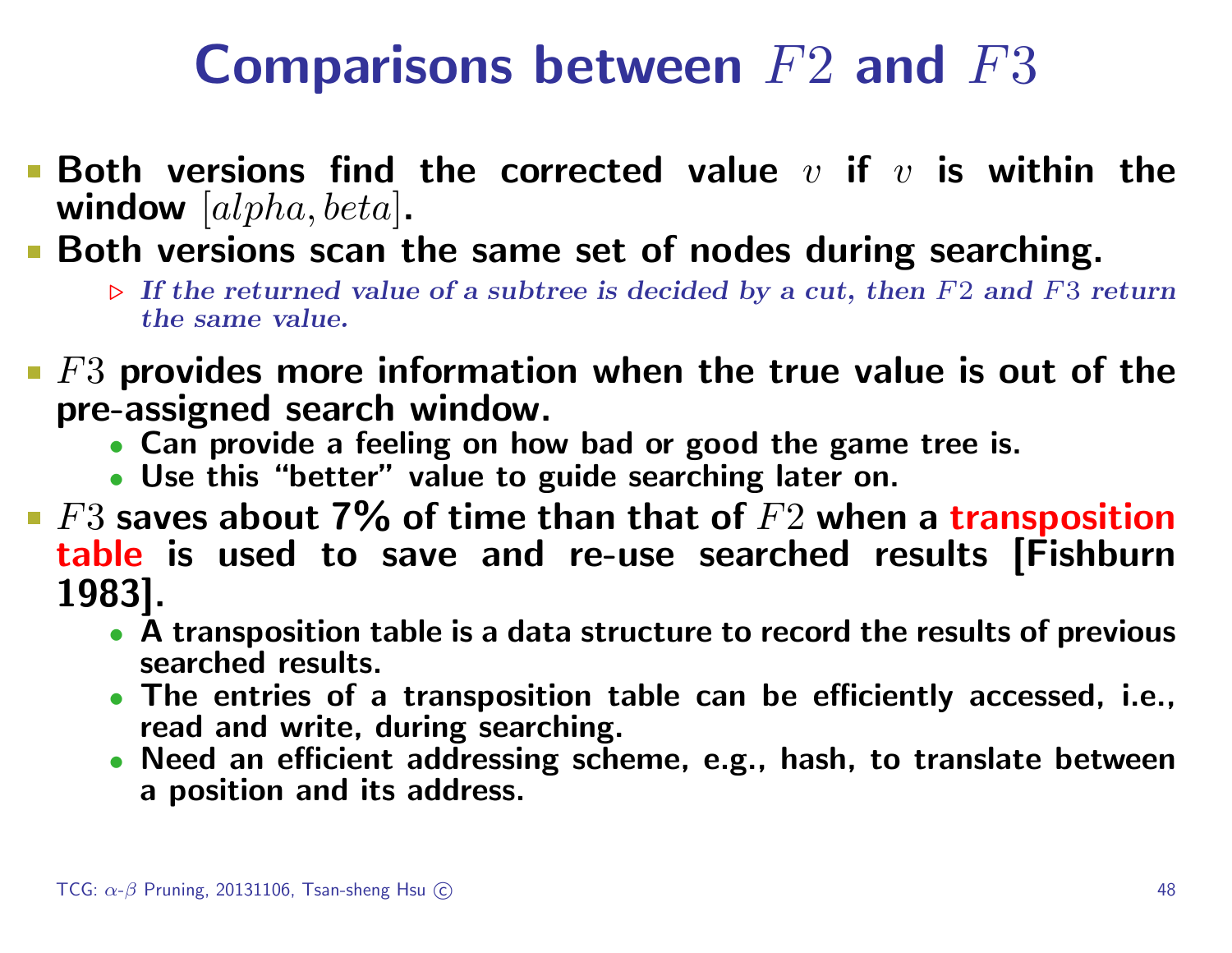# Comparisons between $F2$ and $F3$

- **Both versions find the corrected value $v$ if $v$ is within the window $[alpha, beta]$.**
- **Both versions scan the same set of nodes during searching.**
  - ▷ *If the returned value of a subtree is decided by a cut, then $F2$ and $F3$ return the same value.*
- **$F3$ provides more information when the true value is out of the pre-assigned search window.**
  - **Can provide a feeling on how bad or good the game tree is.**
  - **Use this "better" value to guide searching later on.**
- **$F3$ saves about 7% of time than that of $F2$ when a transposition table is used to save and re-use searched results [Fishburn 1983].**
  - **A transposition table is a data structure to record the results of previous searched results.**
  - **The entries of a transposition table can be efficiently accessed, i.e., read and write, during searching.**
  - **Need an efficient addressing scheme, e.g., hash, to translate between a position and its address.**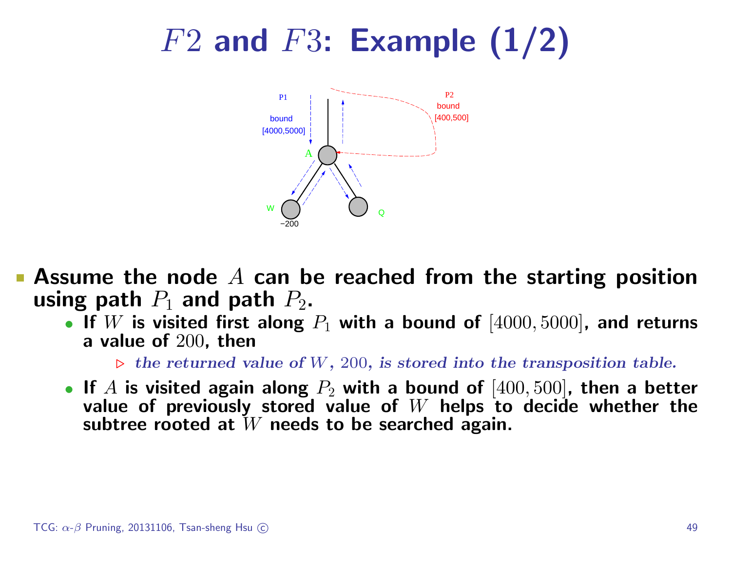# $F2$ and $F3$: Example (1/2)

- Assume the node $A$ can be reached from the starting position using path $P_1$ and path $P_2$.
  - If $W$ is visited first along $P_1$ with a bound of $[4000, 5000]$, and returns a value of $200$, then
    - ▷ *the returned value of $W$, $200$, is stored into the transposition table.*
  - If $A$ is visited again along $P_2$ with a bound of $[400, 500]$, then a better value of previously stored value of $W$ helps to decide whether the subtree rooted at $W$ needs to be searched again.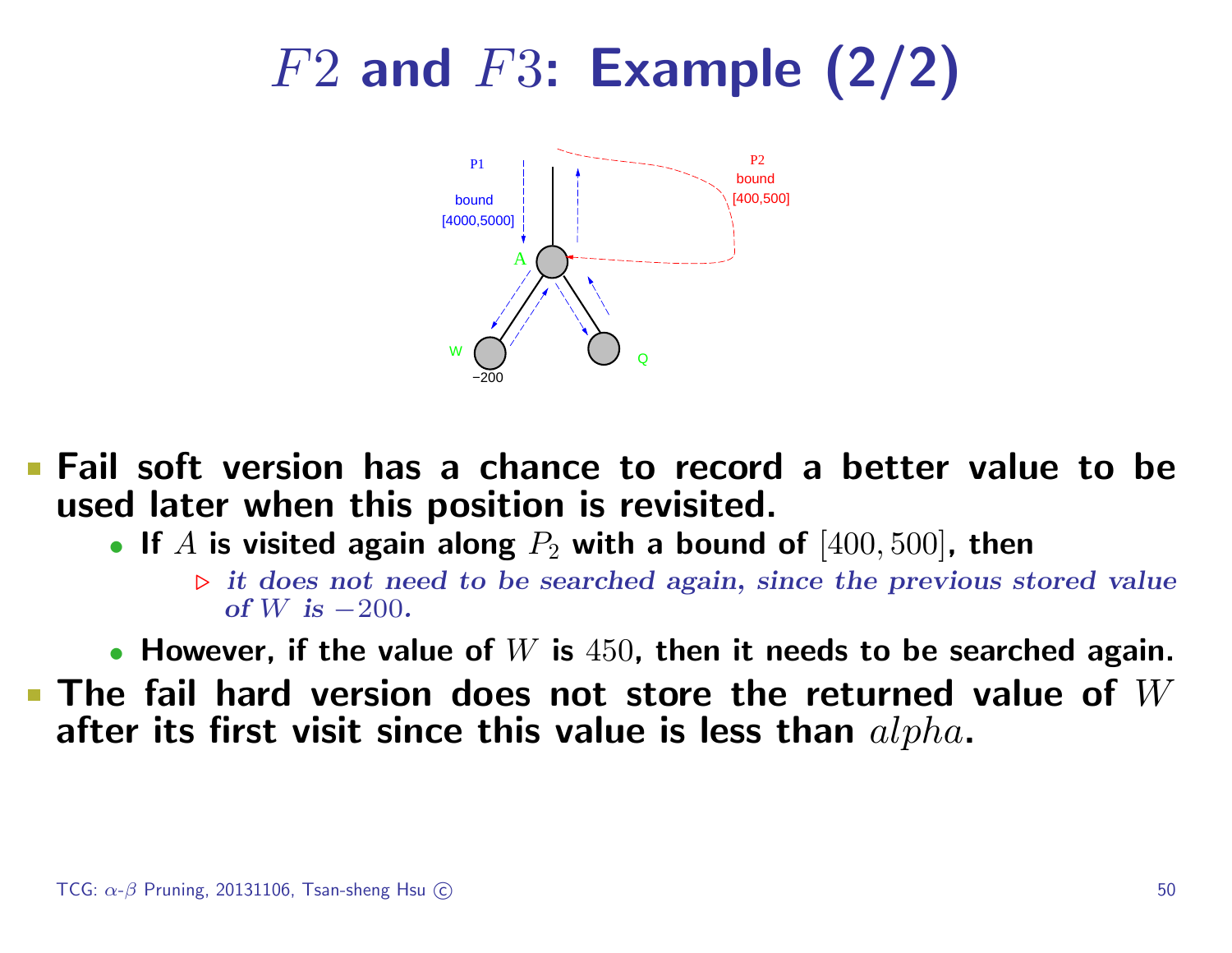# $F2$ and $F3$: Example (2/2)

- **Fail soft version has a chance to record a better value to be used later when this position is revisited.**
  - **If $A$ is visited again along $P_2$ with a bound of $[400, 500]$, then**
    - ▷ ***it does not need to be searched again, since the previous stored value of $W$ is $-200$.***
  - **However, if the value of $W$ is $450$, then it needs to be searched again.**
- **The fail hard version does not store the returned value of $W$ after its first visit since this value is less than $alpha$.**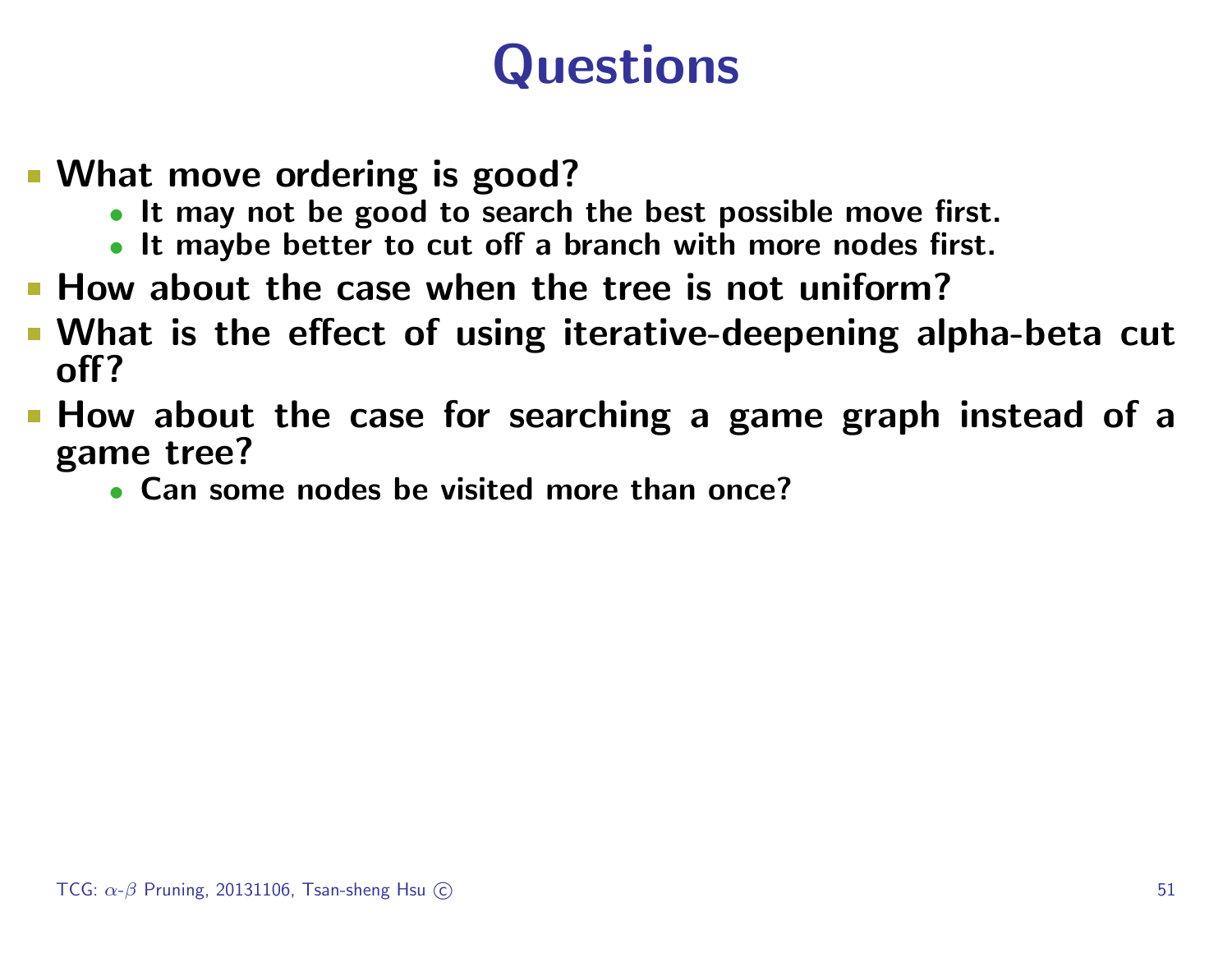# Questions

- **What move ordering is good?**
  - **It may not be good to search the best possible move first.**
  - **It maybe better to cut off a branch with more nodes first.**
- **How about the case when the tree is not uniform?**
- **What is the effect of using iterative-deepening alpha-beta cut off?**
- **How about the case for searching a game graph instead of a game tree?**
  - **Can some nodes be visited more than once?**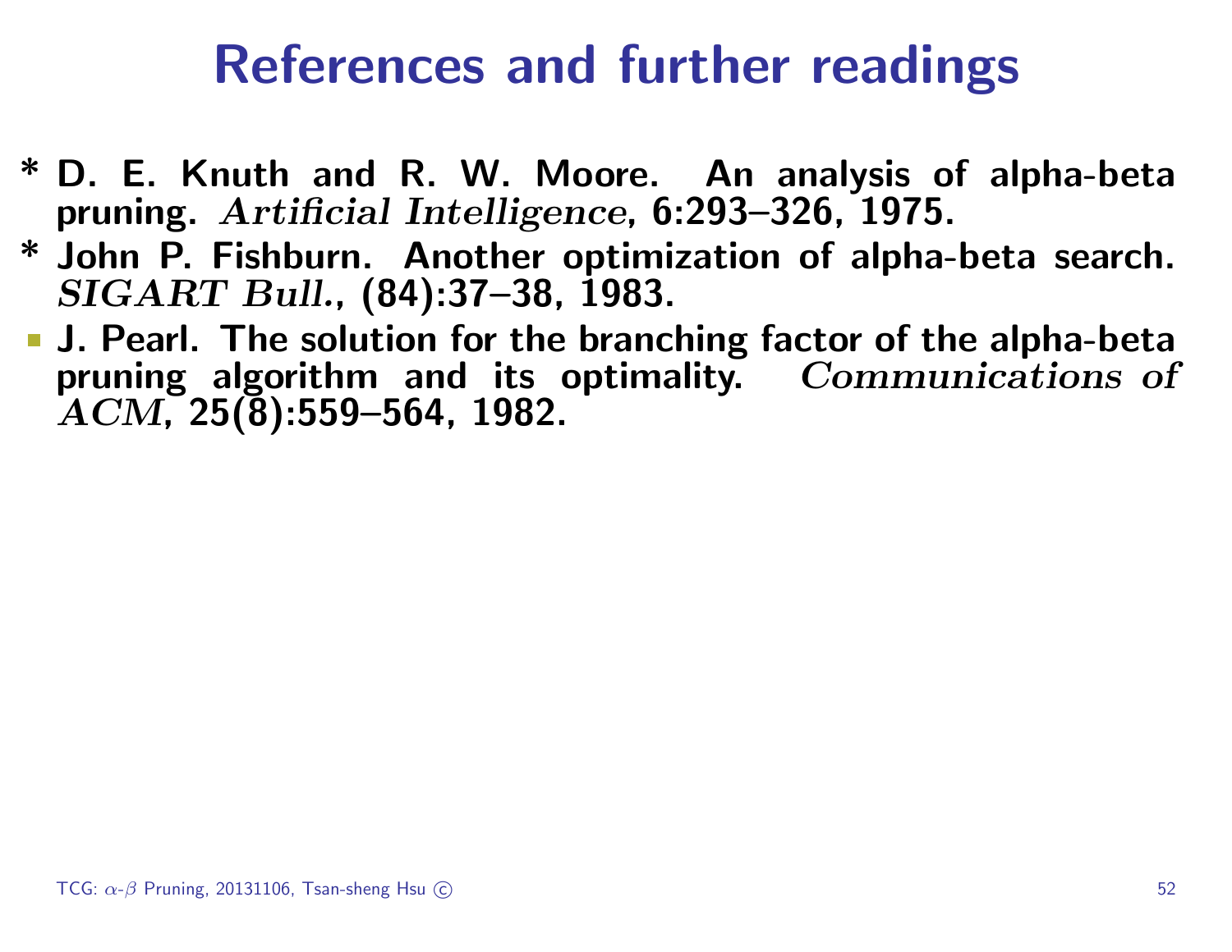# References and further readings

* D. E. Knuth and R. W. Moore. An analysis of alpha-beta pruning. *Artificial Intelligence*, 6:293–326, 1975.
* John P. Fishburn. Another optimization of alpha-beta search. *SIGART Bull.*, (84):37–38, 1983.
- J. Pearl. The solution for the branching factor of the alpha-beta pruning algorithm and its optimality. *Communications of ACM*, 25(8):559–564, 1982.